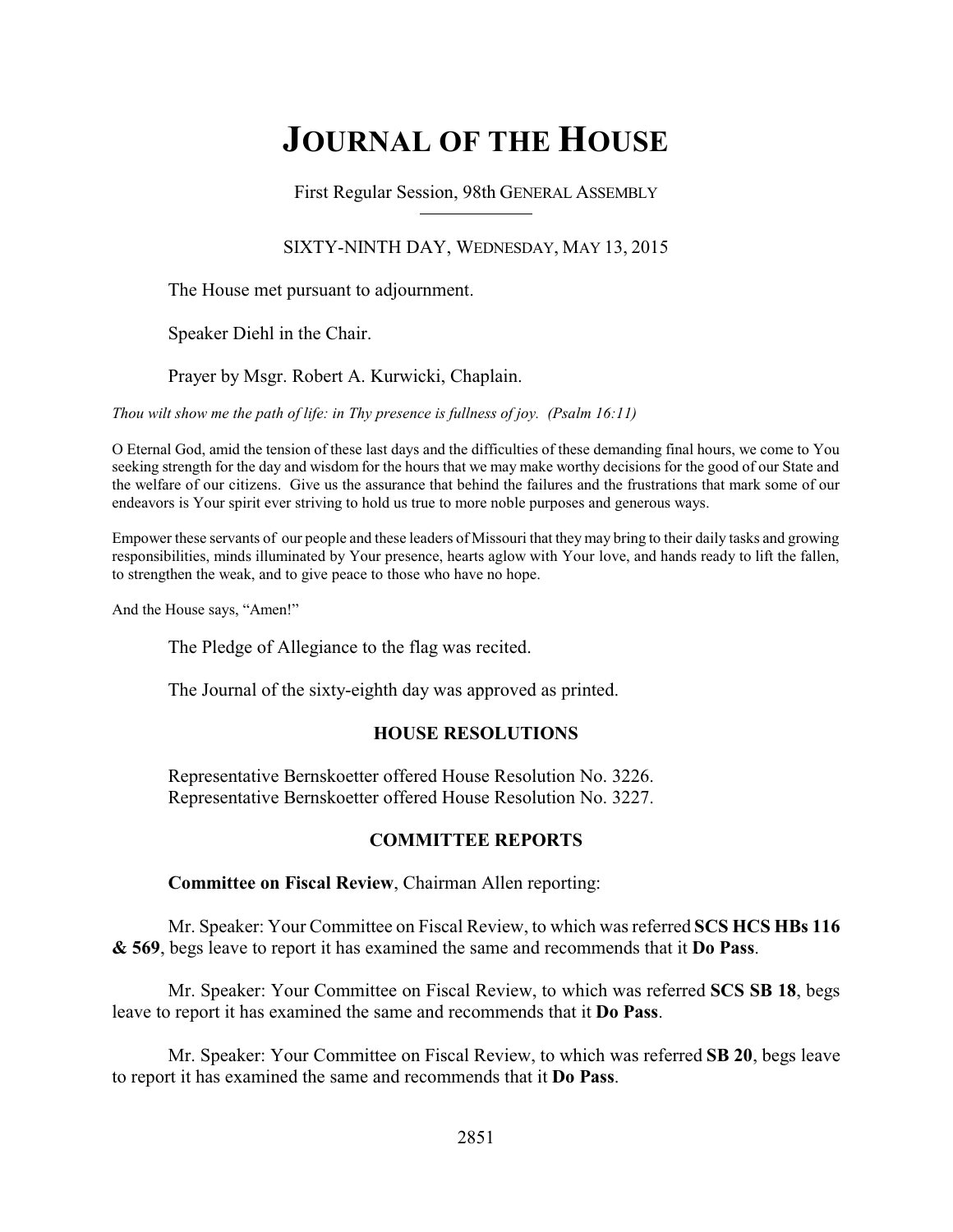# JOURNAL OF THE HOUSE

First Regular Session, 98th GENERAL ASSEMBLY

SIXTY-NINTH DAY, WEDNESDAY, MAY 13, 2015

The House met pursuant to adjournment.

Speaker Diehl in the Chair.

Prayer by Msgr. Robert A. Kurwicki, Chaplain.

*Thou wilt show me the path of life: in Thy presence is fullness of joy. (Psalm 16:11)*

O Eternal God, amid the tension of these last days and the difficulties of these demanding final hours, we come to You seeking strength for the day and wisdom for the hours that we may make worthy decisions for the good of our State and the welfare of our citizens. Give us the assurance that behind the failures and the frustrations that mark some of our endeavors is Your spirit ever striving to hold us true to more noble purposes and generous ways.

Empower these servants of our people and these leaders of Missouri that they may bring to their daily tasks and growing responsibilities, minds illuminated by Your presence, hearts aglow with Your love, and hands ready to lift the fallen, to strengthen the weak, and to give peace to those who have no hope.

And the House says, "Amen!"

The Pledge of Allegiance to the flag was recited.

The Journal of the sixty-eighth day was approved as printed.

## HOUSE RESOLUTIONS

Representative Bernskoetter offered House Resolution No. 3226.
Representative Bernskoetter offered House Resolution No. 3227.

## COMMITTEE REPORTS

**Committee on Fiscal Review**, Chairman Allen reporting:

Mr. Speaker: Your Committee on Fiscal Review, to which was referred **SCS HCS HBs 116 & 569**, begs leave to report it has examined the same and recommends that it **Do Pass**.

Mr. Speaker: Your Committee on Fiscal Review, to which was referred **SCS SB 18**, begs leave to report it has examined the same and recommends that it **Do Pass**.

Mr. Speaker: Your Committee on Fiscal Review, to which was referred **SB 20**, begs leave to report it has examined the same and recommends that it **Do Pass**.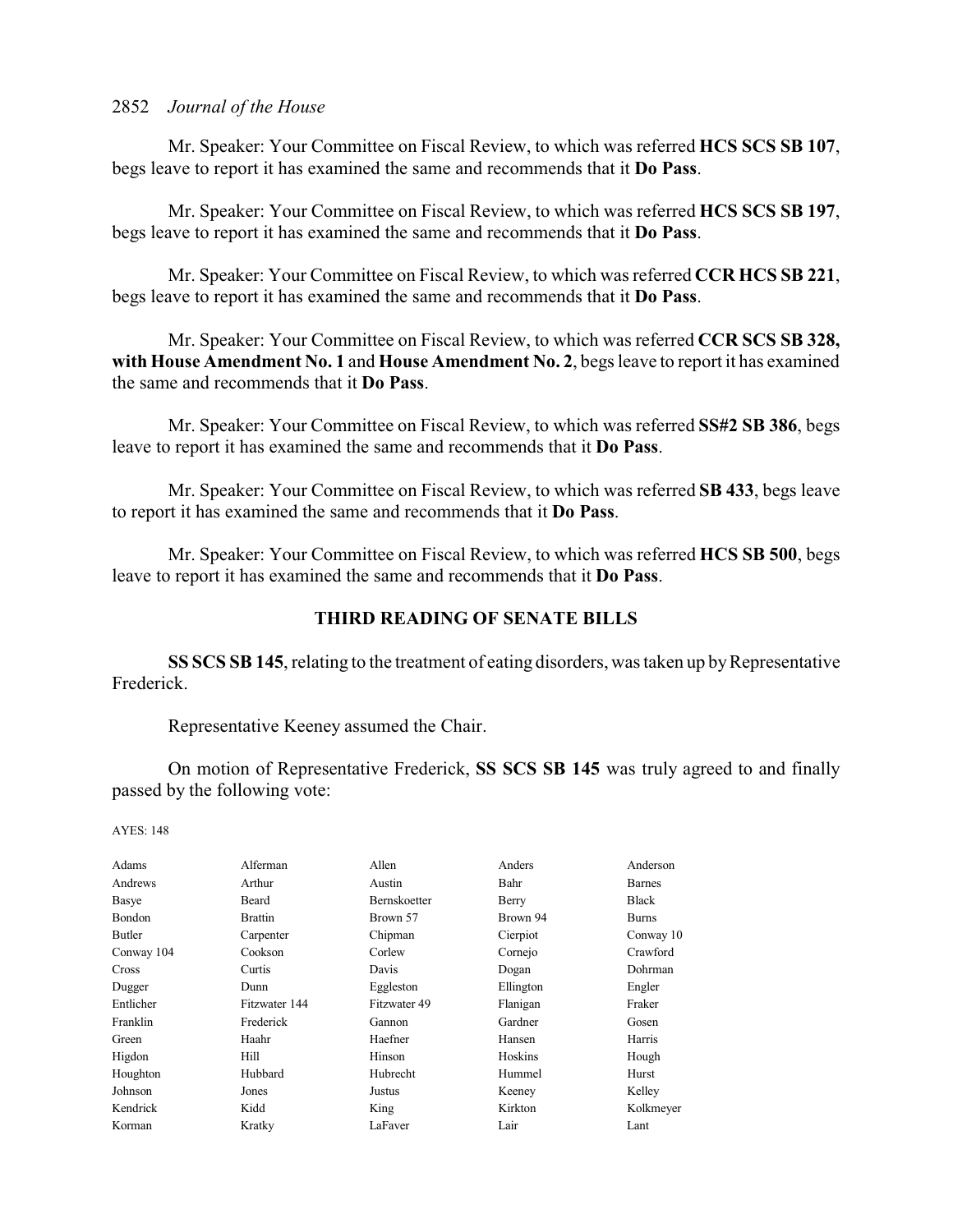Mr. Speaker: Your Committee on Fiscal Review, to which was referred **HCS SCS SB 107**, begs leave to report it has examined the same and recommends that it **Do Pass**.

Mr. Speaker: Your Committee on Fiscal Review, to which was referred **HCS SCS SB 197**, begs leave to report it has examined the same and recommends that it **Do Pass**.

Mr. Speaker: Your Committee on Fiscal Review, to which was referred **CCR HCS SB 221**, begs leave to report it has examined the same and recommends that it **Do Pass**.

Mr. Speaker: Your Committee on Fiscal Review, to which was referred **CCR SCS SB 328, with House Amendment No. 1** and **House Amendment No. 2**, begs leave to report it has examined the same and recommends that it **Do Pass**.

Mr. Speaker: Your Committee on Fiscal Review, to which was referred **SS#2 SB 386**, begs leave to report it has examined the same and recommends that it **Do Pass**.

Mr. Speaker: Your Committee on Fiscal Review, to which was referred **SB 433**, begs leave to report it has examined the same and recommends that it **Do Pass**.

Mr. Speaker: Your Committee on Fiscal Review, to which was referred **HCS SB 500**, begs leave to report it has examined the same and recommends that it **Do Pass**.

## THIRD READING OF SENATE BILLS

**SS SCS SB 145**, relating to the treatment of eating disorders, was taken up by Representative Frederick.

Representative Keeney assumed the Chair.

On motion of Representative Frederick, **SS SCS SB 145** was truly agreed to and finally passed by the following vote:

AYES: 148

| | | | | |
|---|---|---|---|---|
| Adams | Alferman | Allen | Anders | Anderson |
| Andrews | Arthur | Austin | Bahr | Barnes |
| Basye | Beard | Bernskoetter | Berry | Black |
| Bondon | Brattin | Brown 57 | Brown 94 | Burns |
| Butler | Carpenter | Chipman | Cierpiot | Conway 10 |
| Conway 104 | Cookson | Corlew | Cornejo | Crawford |
| Cross | Curtis | Davis | Dogan | Dohrman |
| Dugger | Dunn | Eggleston | Ellington | Engler |
| Entlicher | Fitzwater 144 | Fitzwater 49 | Flanigan | Fraker |
| Franklin | Frederick | Gannon | Gardner | Gosen |
| Green | Haahr | Haefner | Hansen | Harris |
| Higdon | Hill | Hinson | Hoskins | Hough |
| Houghton | Hubbard | Hubrecht | Hummel | Hurst |
| Johnson | Jones | Justus | Keeney | Kelley |
| Kendrick | Kidd | King | Kirkton | Kolkmeyer |
| Korman | Kratky | LaFaver | Lair | Lant |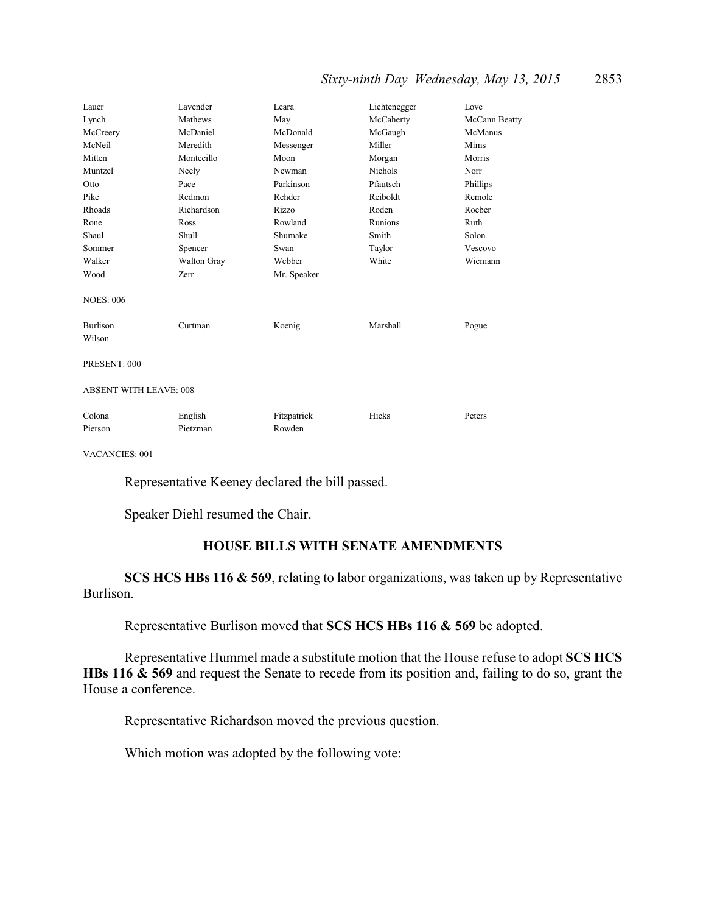| | | | | |
|---|---|---|---|---|
| Lauer | Lavender | Leara | Lichtenegger | Love |
| Lynch | Mathews | May | McCaherty | McCann Beatty |
| McCreery | McDaniel | McDonald | McGaugh | McManus |
| McNeil | Meredith | Messenger | Miller | Mims |
| Mitten | Montecillo | Moon | Morgan | Morris |
| Muntzel | Neely | Newman | Nichols | Norr |
| Otto | Pace | Parkinson | Pfautsch | Phillips |
| Pike | Redmon | Rehder | Reiboldt | Remole |
| Rhoads | Richardson | Rizzo | Roden | Roeber |
| Rone | Ross | Rowland | Runions | Ruth |
| Shaul | Shull | Shumake | Smith | Solon |
| Sommer | Spencer | Swan | Taylor | Vescovo |
| Walker | Walton Gray | Webber | White | Wiemann |
| Wood | Zerr | Mr. Speaker | | |

NOES: 006

| | | | | |
|---|---|---|---|---|
| Burlison | Curtman | Koenig | Marshall | Pogue |
| Wilson | | | | |

PRESENT: 000

ABSENT WITH LEAVE: 008

| | | | | |
|---|---|---|---|---|
| Colona | English | Fitzpatrick | Hicks | Peters |
| Pierson | Pietzman | Rowden | | |

VACANCIES: 001

Representative Keeney declared the bill passed.

Speaker Diehl resumed the Chair.

## HOUSE BILLS WITH SENATE AMENDMENTS

**SCS HCS HBs 116 & 569**, relating to labor organizations, was taken up by Representative Burlison.

Representative Burlison moved that **SCS HCS HBs 116 & 569** be adopted.

Representative Hummel made a substitute motion that the House refuse to adopt **SCS HCS HBs 116 & 569** and request the Senate to recede from its position and, failing to do so, grant the House a conference.

Representative Richardson moved the previous question.

Which motion was adopted by the following vote: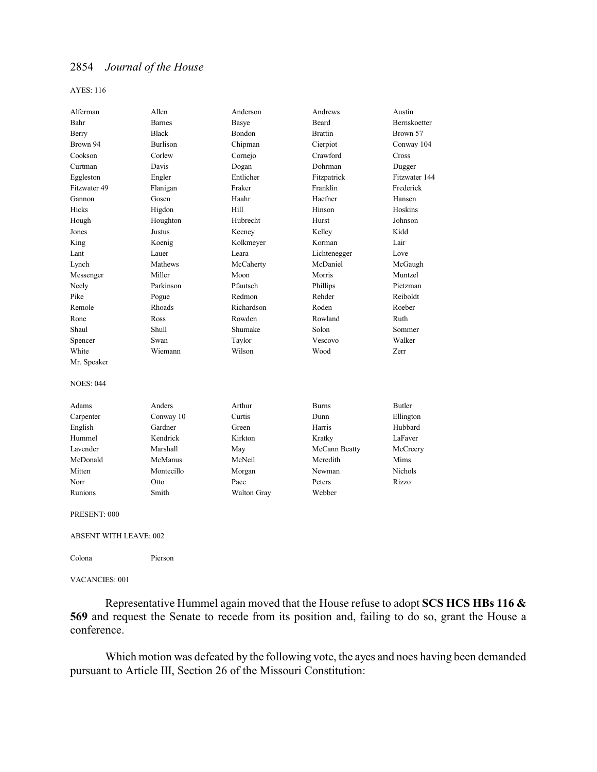AYES: 116

| | | | | |
|---|---|---|---|---|
| Alferman | Allen | Anderson | Andrews | Austin |
| Bahr | Barnes | Basye | Beard | Bernskoetter |
| Berry | Black | Bondon | Brattin | Brown 57 |
| Brown 94 | Burlison | Chipman | Cierpiot | Conway 104 |
| Cookson | Corlew | Cornejo | Crawford | Cross |
| Curtman | Davis | Dogan | Dohrman | Dugger |
| Eggleston | Engler | Entlicher | Fitzpatrick | Fitzwater 144 |
| Fitzwater 49 | Flanigan | Fraker | Franklin | Frederick |
| Gannon | Gosen | Haahr | Haefner | Hansen |
| Hicks | Higdon | Hill | Hinson | Hoskins |
| Hough | Houghton | Hubrecht | Hurst | Johnson |
| Jones | Justus | Keeney | Kelley | Kidd |
| King | Koenig | Kolkmeyer | Korman | Lair |
| Lant | Lauer | Leara | Lichtenegger | Love |
| Lynch | Mathews | McCaherty | McDaniel | McGaugh |
| Messenger | Miller | Moon | Morris | Muntzel |
| Neely | Parkinson | Pfautsch | Phillips | Pietzman |
| Pike | Pogue | Redmon | Rehder | Reiboldt |
| Remole | Rhoads | Richardson | Roden | Roeber |
| Rone | Ross | Rowden | Rowland | Ruth |
| Shaul | Shull | Shumake | Solon | Sommer |
| Spencer | Swan | Taylor | Vescovo | Walker |
| White | Wiemann | Wilson | Wood | Zerr |
| Mr. Speaker | | | | |

NOES: 044

| | | | | |
|---|---|---|---|---|
| Adams | Anders | Arthur | Burns | Butler |
| Carpenter | Conway 10 | Curtis | Dunn | Ellington |
| English | Gardner | Green | Harris | Hubbard |
| Hummel | Kendrick | Kirkton | Kratky | LaFaver |
| Lavender | Marshall | May | McCann Beatty | McCreery |
| McDonald | McManus | McNeil | Meredith | Mims |
| Mitten | Montecillo | Morgan | Newman | Nichols |
| Norr | Otto | Pace | Peters | Rizzo |
| Runions | Smith | Walton Gray | Webber | |

PRESENT: 000

ABSENT WITH LEAVE: 002

| | |
|---|---|
| Colona | Pierson |

VACANCIES: 001

Representative Hummel again moved that the House refuse to adopt **SCS HCS HBs 116 & 569** and request the Senate to recede from its position and, failing to do so, grant the House a conference.

Which motion was defeated by the following vote, the ayes and noes having been demanded pursuant to Article III, Section 26 of the Missouri Constitution: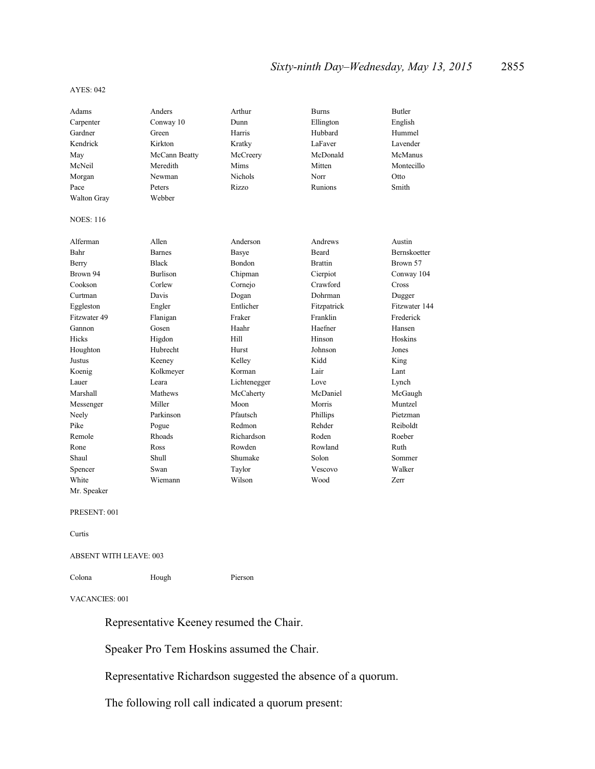AYES: 042

| | | | | |
|---|---|---|---|---|
| Adams | Anders | Arthur | Burns | Butler |
| Carpenter | Conway 10 | Dunn | Ellington | English |
| Gardner | Green | Harris | Hubbard | Hummel |
| Kendrick | Kirkton | Kratky | LaFaver | Lavender |
| May | McCann Beatty | McCreery | McDonald | McManus |
| McNeil | Meredith | Mims | Mitten | Montecillo |
| Morgan | Newman | Nichols | Norr | Otto |
| Pace | Peters | Rizzo | Runions | Smith |
| Walton Gray | Webber | | | |

NOES: 116

| | | | | |
|---|---|---|---|---|
| Alferman | Allen | Anderson | Andrews | Austin |
| Bahr | Barnes | Basye | Beard | Bernskoetter |
| Berry | Black | Bondon | Brattin | Brown 57 |
| Brown 94 | Burlison | Chipman | Cierpiot | Conway 104 |
| Cookson | Corlew | Cornejo | Crawford | Cross |
| Curtman | Davis | Dogan | Dohrman | Dugger |
| Eggleston | Engler | Entlicher | Fitzpatrick | Fitzwater 144 |
| Fitzwater 49 | Flanigan | Fraker | Franklin | Frederick |
| Gannon | Gosen | Haahr | Haefner | Hansen |
| Hicks | Higdon | Hill | Hinson | Hoskins |
| Houghton | Hubrecht | Hurst | Johnson | Jones |
| Justus | Keeney | Kelley | Kidd | King |
| Koenig | Kolkmeyer | Korman | Lair | Lant |
| Lauer | Leara | Lichtenegger | Love | Lynch |
| Marshall | Mathews | McCaherty | McDaniel | McGaugh |
| Messenger | Miller | Moon | Morris | Muntzel |
| Neely | Parkinson | Pfautsch | Phillips | Pietzman |
| Pike | Pogue | Redmon | Rehder | Reiboldt |
| Remole | Rhoads | Richardson | Roden | Roeber |
| Rone | Ross | Rowden | Rowland | Ruth |
| Shaul | Shull | Shumake | Solon | Sommer |
| Spencer | Swan | Taylor | Vescovo | Walker |
| White | Wiemann | Wilson | Wood | Zerr |
| Mr. Speaker | | | | |

PRESENT: 001

Curtis

ABSENT WITH LEAVE: 003

Colona    Hough    Pierson

VACANCIES: 001

Representative Keeney resumed the Chair.

Speaker Pro Tem Hoskins assumed the Chair.

Representative Richardson suggested the absence of a quorum.

The following roll call indicated a quorum present: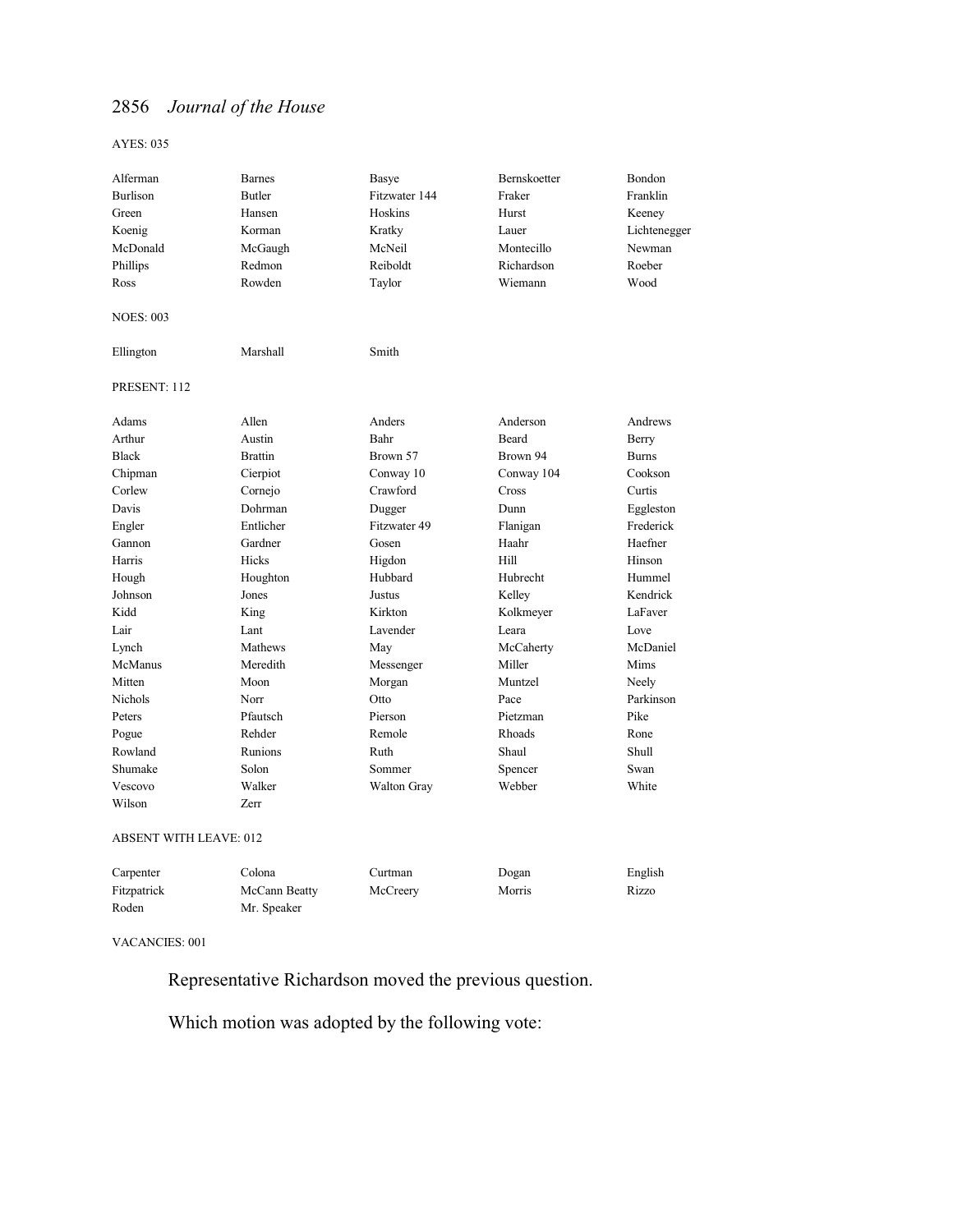AYES: 035

| | | | | |
|---|---|---|---|---|
| Alferman | Barnes | Basye | Bernskoetter | Bondon |
| Burlison | Butler | Fitzwater 144 | Fraker | Franklin |
| Green | Hansen | Hoskins | Hurst | Keeney |
| Koenig | Korman | Kratky | Lauer | Lichtenegger |
| McDonald | McGaugh | McNeil | Montecillo | Newman |
| Phillips | Redmon | Reiboldt | Richardson | Roeber |
| Ross | Rowden | Taylor | Wiemann | Wood |

NOES: 003

| | | |
|---|---|---|
| Ellington | Marshall | Smith |

PRESENT: 112

| | | | | |
|---|---|---|---|---|
| Adams | Allen | Anders | Anderson | Andrews |
| Arthur | Austin | Bahr | Beard | Berry |
| Black | Brattin | Brown 57 | Brown 94 | Burns |
| Chipman | Cierpiot | Conway 10 | Conway 104 | Cookson |
| Corlew | Cornejo | Crawford | Cross | Curtis |
| Davis | Dohrman | Dugger | Dunn | Eggleston |
| Engler | Entlicher | Fitzwater 49 | Flanigan | Frederick |
| Gannon | Gardner | Gosen | Haahr | Haefner |
| Harris | Hicks | Higdon | Hill | Hinson |
| Hough | Houghton | Hubbard | Hubrecht | Hummel |
| Johnson | Jones | Justus | Kelley | Kendrick |
| Kidd | King | Kirkton | Kolkmeyer | LaFaver |
| Lair | Lant | Lavender | Leara | Love |
| Lynch | Mathews | May | McCaherty | McDaniel |
| McManus | Meredith | Messenger | Miller | Mims |
| Mitten | Moon | Morgan | Muntzel | Neely |
| Nichols | Norr | Otto | Pace | Parkinson |
| Peters | Pfautsch | Pierson | Pietzman | Pike |
| Pogue | Rehder | Remole | Rhoads | Rone |
| Rowland | Runions | Ruth | Shaul | Shull |
| Shumake | Solon | Sommer | Spencer | Swan |
| Vescovo | Walker | Walton Gray | Webber | White |
| Wilson | Zerr | | | |

ABSENT WITH LEAVE: 012

| | | | | |
|---|---|---|---|---|
| Carpenter | Colona | Curtman | Dogan | English |
| Fitzpatrick | McCann Beatty | McCreery | Morris | Rizzo |
| Roden | Mr. Speaker | | | |

VACANCIES: 001

Representative Richardson moved the previous question.

Which motion was adopted by the following vote: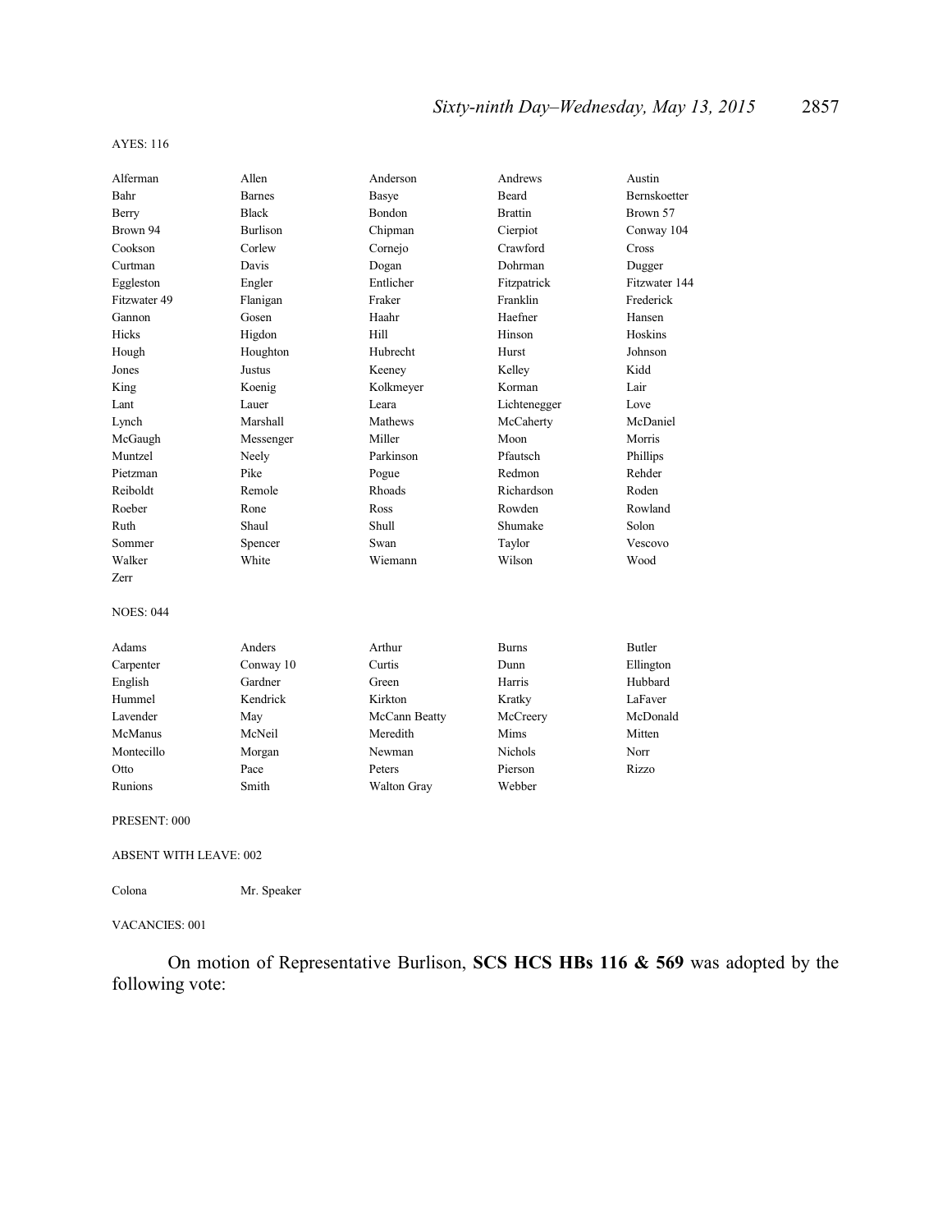AYES: 116

| | | | | |
|---|---|---|---|---|
| Alferman | Allen | Anderson | Andrews | Austin |
| Bahr | Barnes | Basye | Beard | Bernskoetter |
| Berry | Black | Bondon | Brattin | Brown 57 |
| Brown 94 | Burlison | Chipman | Cierpiot | Conway 104 |
| Cookson | Corlew | Cornejo | Crawford | Cross |
| Curtman | Davis | Dogan | Dohrman | Dugger |
| Eggleston | Engler | Entlicher | Fitzpatrick | Fitzwater 144 |
| Fitzwater 49 | Flanigan | Fraker | Franklin | Frederick |
| Gannon | Gosen | Haahr | Haefner | Hansen |
| Hicks | Higdon | Hill | Hinson | Hoskins |
| Hough | Houghton | Hubrecht | Hurst | Johnson |
| Jones | Justus | Keeney | Kelley | Kidd |
| King | Koenig | Kolkmeyer | Korman | Lair |
| Lant | Lauer | Leara | Lichtenegger | Love |
| Lynch | Marshall | Mathews | McCaherty | McDaniel |
| McGaugh | Messenger | Miller | Moon | Morris |
| Muntzel | Neely | Parkinson | Pfautsch | Phillips |
| Pietzman | Pike | Pogue | Redmon | Rehder |
| Reiboldt | Remole | Rhoads | Richardson | Roden |
| Roeber | Rone | Ross | Rowden | Rowland |
| Ruth | Shaul | Shull | Shumake | Solon |
| Sommer | Spencer | Swan | Taylor | Vescovo |
| Walker | White | Wiemann | Wilson | Wood |
| Zerr | | | | |

NOES: 044

| | | | | |
|---|---|---|---|---|
| Adams | Anders | Arthur | Burns | Butler |
| Carpenter | Conway 10 | Curtis | Dunn | Ellington |
| English | Gardner | Green | Harris | Hubbard |
| Hummel | Kendrick | Kirkton | Kratky | LaFaver |
| Lavender | May | McCann Beatty | McCreery | McDonald |
| McManus | McNeil | Meredith | Mims | Mitten |
| Montecillo | Morgan | Newman | Nichols | Norr |
| Otto | Pace | Peters | Pierson | Rizzo |
| Runions | Smith | Walton Gray | Webber | |

PRESENT: 000

ABSENT WITH LEAVE: 002

| | |
|---|---|
| Colona | Mr. Speaker |

VACANCIES: 001

On motion of Representative Burlison, **SCS HCS HBs 116 & 569** was adopted by the following vote: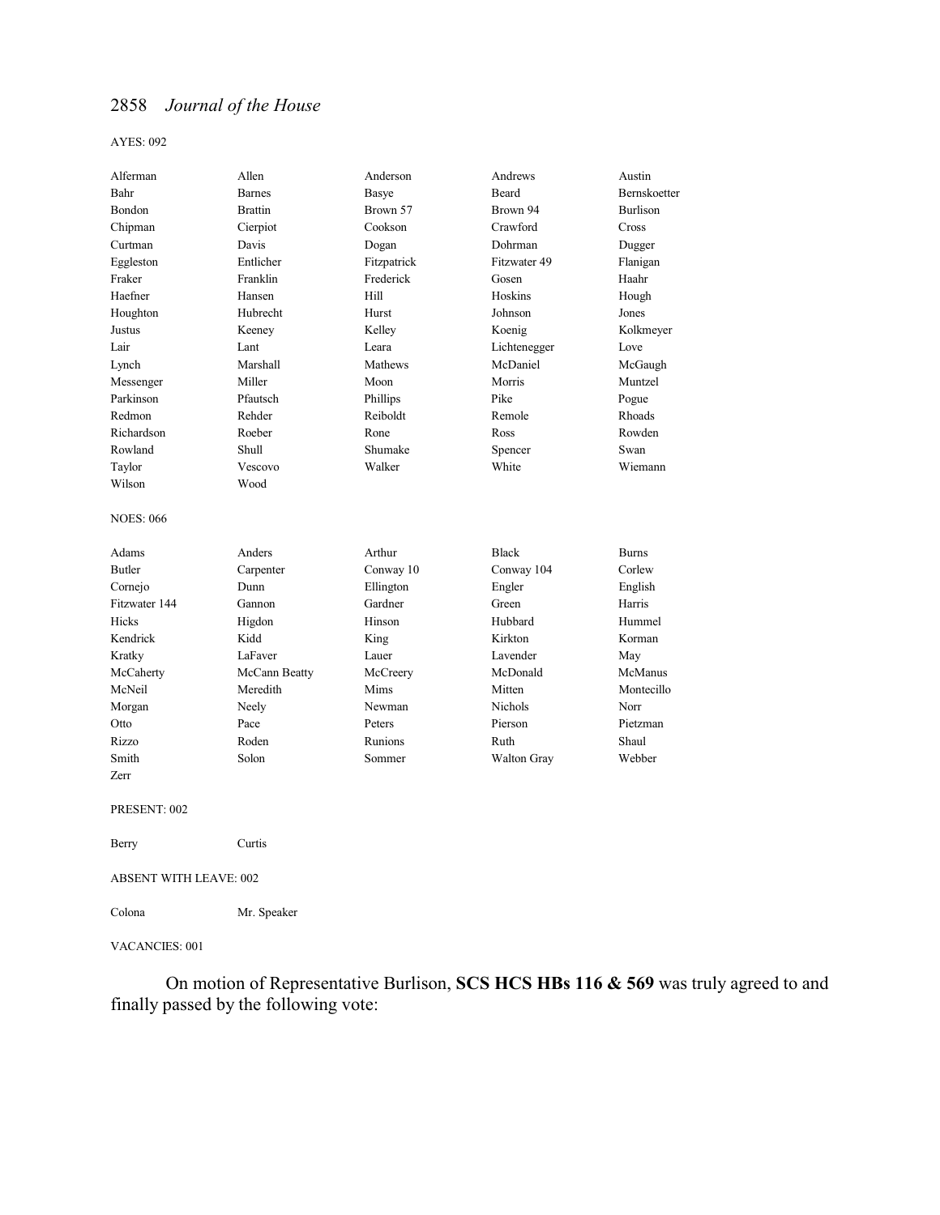AYES: 092

| | | | | |
|---|---|---|---|---|
| Alferman | Allen | Anderson | Andrews | Austin |
| Bahr | Barnes | Basye | Beard | Bernskoetter |
| Bondon | Brattin | Brown 57 | Brown 94 | Burlison |
| Chipman | Cierpiot | Cookson | Crawford | Cross |
| Curtman | Davis | Dogan | Dohrman | Dugger |
| Eggleston | Entlicher | Fitzpatrick | Fitzwater 49 | Flanigan |
| Fraker | Franklin | Frederick | Gosen | Haahr |
| Haefner | Hansen | Hill | Hoskins | Hough |
| Houghton | Hubrecht | Hurst | Johnson | Jones |
| Justus | Keeney | Kelley | Koenig | Kolkmeyer |
| Lair | Lant | Leara | Lichtenegger | Love |
| Lynch | Marshall | Mathews | McDaniel | McGaugh |
| Messenger | Miller | Moon | Morris | Muntzel |
| Parkinson | Pfautsch | Phillips | Pike | Pogue |
| Redmon | Rehder | Reiboldt | Remole | Rhoads |
| Richardson | Roeber | Rone | Ross | Rowden |
| Rowland | Shull | Shumake | Spencer | Swan |
| Taylor | Vescovo | Walker | White | Wiemann |
| Wilson | Wood | | | |

NOES: 066

| | | | | |
|---|---|---|---|---|
| Adams | Anders | Arthur | Black | Burns |
| Butler | Carpenter | Conway 10 | Conway 104 | Corlew |
| Cornejo | Dunn | Ellington | Engler | English |
| Fitzwater 144 | Gannon | Gardner | Green | Harris |
| Hicks | Higdon | Hinson | Hubbard | Hummel |
| Kendrick | Kidd | King | Kirkton | Korman |
| Kratky | LaFaver | Lauer | Lavender | May |
| McCaherty | McCann Beatty | McCreery | McDonald | McManus |
| McNeil | Meredith | Mims | Mitten | Montecillo |
| Morgan | Neely | Newman | Nichols | Norr |
| Otto | Pace | Peters | Pierson | Pietzman |
| Rizzo | Roden | Runions | Ruth | Shaul |
| Smith | Solon | Sommer | Walton Gray | Webber |
| Zerr | | | | |

PRESENT: 002

| | |
|---|---|
| Berry | Curtis |

ABSENT WITH LEAVE: 002

| | |
|---|---|
| Colona | Mr. Speaker |

VACANCIES: 001

On motion of Representative Burlison, **SCS HCS HBs 116 & 569** was truly agreed to and finally passed by the following vote: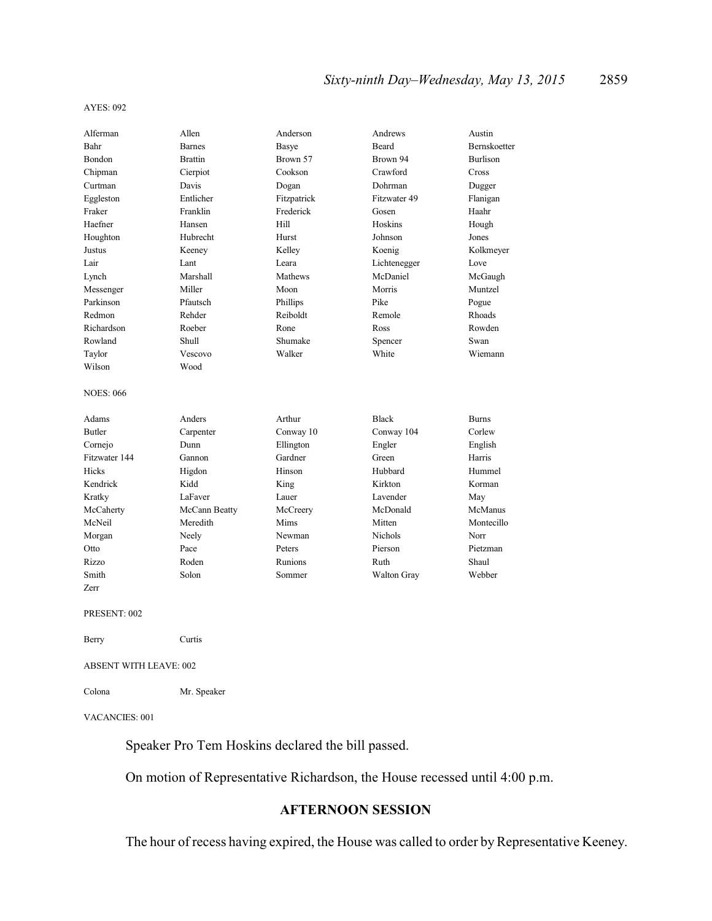AYES: 092

| | | | | |
|---|---|---|---|---|
| Alferman | Allen | Anderson | Andrews | Austin |
| Bahr | Barnes | Basye | Beard | Bernskoetter |
| Bondon | Brattin | Brown 57 | Brown 94 | Burlison |
| Chipman | Cierpiot | Cookson | Crawford | Cross |
| Curtman | Davis | Dogan | Dohrman | Dugger |
| Eggleston | Entlicher | Fitzpatrick | Fitzwater 49 | Flanigan |
| Fraker | Franklin | Frederick | Gosen | Haahr |
| Haefner | Hansen | Hill | Hoskins | Hough |
| Houghton | Hubrecht | Hurst | Johnson | Jones |
| Justus | Keeney | Kelley | Koenig | Kolkmeyer |
| Lair | Lant | Leara | Lichtenegger | Love |
| Lynch | Marshall | Mathews | McDaniel | McGaugh |
| Messenger | Miller | Moon | Morris | Muntzel |
| Parkinson | Pfautsch | Phillips | Pike | Pogue |
| Redmon | Rehder | Reiboldt | Remole | Rhoads |
| Richardson | Roeber | Rone | Ross | Rowden |
| Rowland | Shull | Shumake | Spencer | Swan |
| Taylor | Vescovo | Walker | White | Wiemann |
| Wilson | Wood | | | |

NOES: 066

| | | | | |
|---|---|---|---|---|
| Adams | Anders | Arthur | Black | Burns |
| Butler | Carpenter | Conway 10 | Conway 104 | Corlew |
| Cornejo | Dunn | Ellington | Engler | English |
| Fitzwater 144 | Gannon | Gardner | Green | Harris |
| Hicks | Higdon | Hinson | Hubbard | Hummel |
| Kendrick | Kidd | King | Kirkton | Korman |
| Kratky | LaFaver | Lauer | Lavender | May |
| McCaherty | McCann Beatty | McCreery | McDonald | McManus |
| McNeil | Meredith | Mims | Mitten | Montecillo |
| Morgan | Neely | Newman | Nichols | Norr |
| Otto | Pace | Peters | Pierson | Pietzman |
| Rizzo | Roden | Runions | Ruth | Shaul |
| Smith | Solon | Sommer | Walton Gray | Webber |
| Zerr | | | | |

PRESENT: 002

| | |
|---|---|
| Berry | Curtis |

ABSENT WITH LEAVE: 002

| | |
|---|---|
| Colona | Mr. Speaker |

VACANCIES: 001

Speaker Pro Tem Hoskins declared the bill passed.

On motion of Representative Richardson, the House recessed until 4:00 p.m.

## AFTERNOON SESSION

The hour of recess having expired, the House was called to order by Representative Keeney.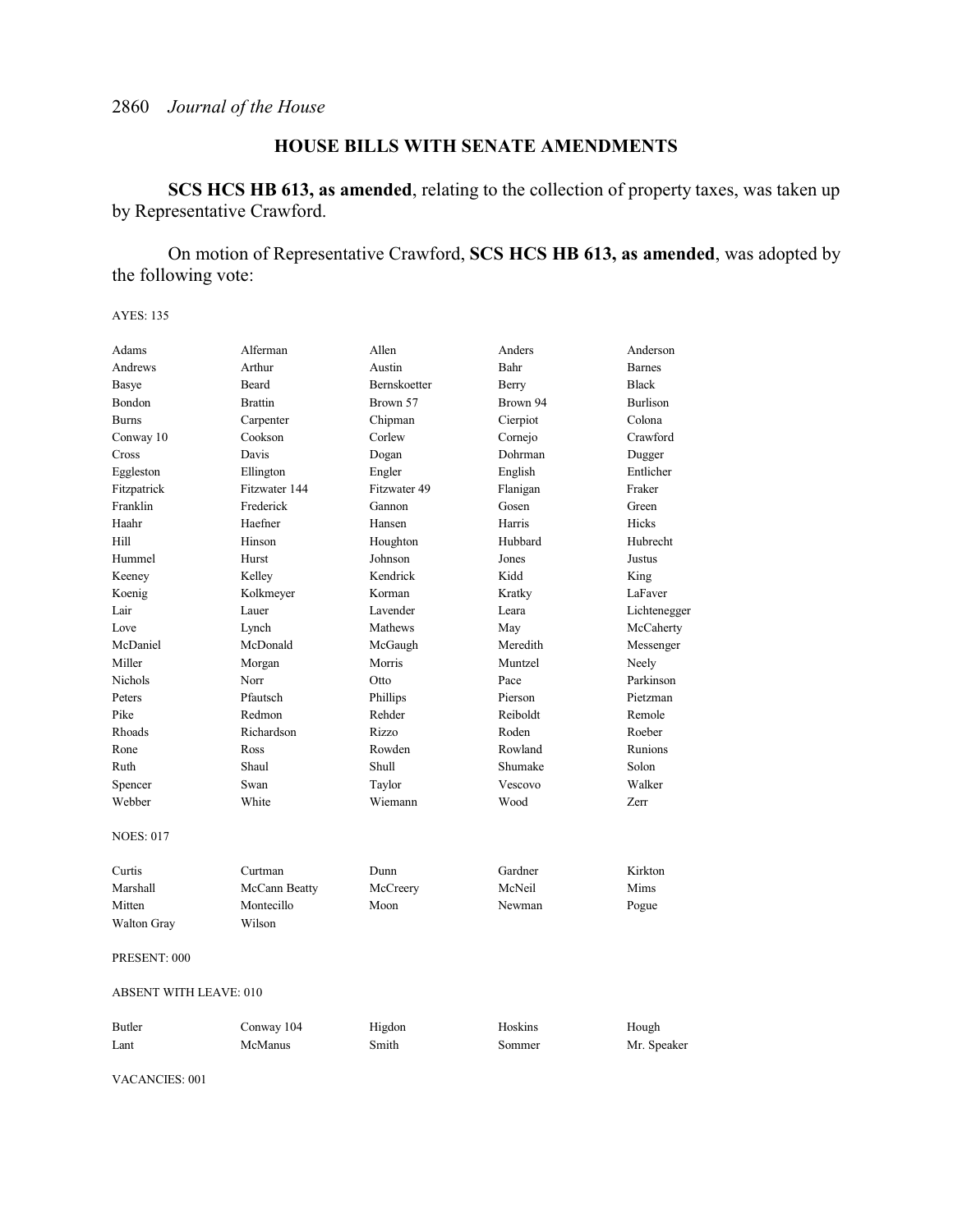## HOUSE BILLS WITH SENATE AMENDMENTS

**SCS HCS HB 613, as amended**, relating to the collection of property taxes, was taken up by Representative Crawford.

On motion of Representative Crawford, **SCS HCS HB 613, as amended**, was adopted by the following vote:

AYES: 135

| | | | | |
|---|---|---|---|---|
| Adams | Alferman | Allen | Anders | Anderson |
| Andrews | Arthur | Austin | Bahr | Barnes |
| Basye | Beard | Bernskoetter | Berry | Black |
| Bondon | Brattin | Brown 57 | Brown 94 | Burlison |
| Burns | Carpenter | Chipman | Cierpiot | Colona |
| Conway 10 | Cookson | Corlew | Cornejo | Crawford |
| Cross | Davis | Dogan | Dohrman | Dugger |
| Eggleston | Ellington | Engler | English | Entlicher |
| Fitzpatrick | Fitzwater 144 | Fitzwater 49 | Flanigan | Fraker |
| Franklin | Frederick | Gannon | Gosen | Green |
| Haahr | Haefner | Hansen | Harris | Hicks |
| Hill | Hinson | Houghton | Hubbard | Hubrecht |
| Hummel | Hurst | Johnson | Jones | Justus |
| Keeney | Kelley | Kendrick | Kidd | King |
| Koenig | Kolkmeyer | Korman | Kratky | LaFaver |
| Lair | Lauer | Lavender | Leara | Lichtenegger |
| Love | Lynch | Mathews | May | McCaherty |
| McDaniel | McDonald | McGaugh | Meredith | Messenger |
| Miller | Morgan | Morris | Muntzel | Neely |
| Nichols | Norr | Otto | Pace | Parkinson |
| Peters | Pfautsch | Phillips | Pierson | Pietzman |
| Pike | Redmon | Rehder | Reiboldt | Remole |
| Rhoads | Richardson | Rizzo | Roden | Roeber |
| Rone | Ross | Rowden | Rowland | Runions |
| Ruth | Shaul | Shull | Shumake | Solon |
| Spencer | Swan | Taylor | Vescovo | Walker |
| Webber | White | Wiemann | Wood | Zerr |

NOES: 017

| | | | | |
|---|---|---|---|---|
| Curtis | Curtman | Dunn | Gardner | Kirkton |
| Marshall | McCann Beatty | McCreery | McNeil | Mims |
| Mitten | Montecillo | Moon | Newman | Pogue |
| Walton Gray | Wilson | | | |

PRESENT: 000

ABSENT WITH LEAVE: 010

| | | | | |
|---|---|---|---|---|
| Butler | Conway 104 | Higdon | Hoskins | Hough |
| Lant | McManus | Smith | Sommer | Mr. Speaker |

VACANCIES: 001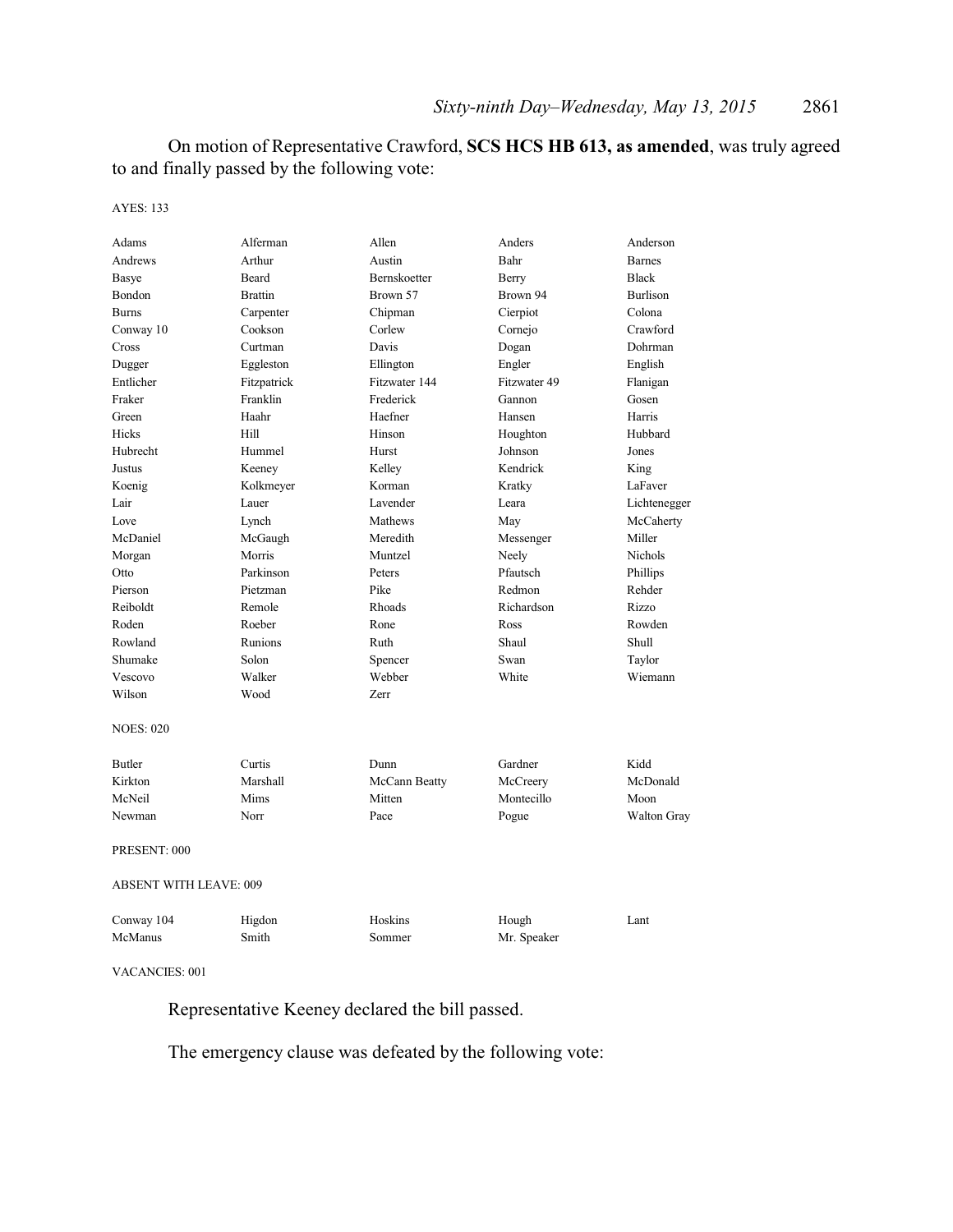On motion of Representative Crawford, **SCS HCS HB 613, as amended**, was truly agreed to and finally passed by the following vote:

AYES: 133

| | | | | |
|---|---|---|---|---|
| Adams | Alferman | Allen | Anders | Anderson |
| Andrews | Arthur | Austin | Bahr | Barnes |
| Basye | Beard | Bernskoetter | Berry | Black |
| Bondon | Brattin | Brown 57 | Brown 94 | Burlison |
| Burns | Carpenter | Chipman | Cierpiot | Colona |
| Conway 10 | Cookson | Corlew | Cornejo | Crawford |
| Cross | Curtman | Davis | Dogan | Dohrman |
| Dugger | Eggleston | Ellington | Engler | English |
| Entlicher | Fitzpatrick | Fitzwater 144 | Fitzwater 49 | Flanigan |
| Fraker | Franklin | Frederick | Gannon | Gosen |
| Green | Haahr | Haefner | Hansen | Harris |
| Hicks | Hill | Hinson | Houghton | Hubbard |
| Hubrecht | Hummel | Hurst | Johnson | Jones |
| Justus | Keeney | Kelley | Kendrick | King |
| Koenig | Kolkmeyer | Korman | Kratky | LaFaver |
| Lair | Lauer | Lavender | Leara | Lichtenegger |
| Love | Lynch | Mathews | May | McCaherty |
| McDaniel | McGaugh | Meredith | Messenger | Miller |
| Morgan | Morris | Muntzel | Neely | Nichols |
| Otto | Parkinson | Peters | Pfautsch | Phillips |
| Pierson | Pietzman | Pike | Redmon | Rehder |
| Reiboldt | Remole | Rhoads | Richardson | Rizzo |
| Roden | Roeber | Rone | Ross | Rowden |
| Rowland | Runions | Ruth | Shaul | Shull |
| Shumake | Solon | Spencer | Swan | Taylor |
| Vescovo | Walker | Webber | White | Wiemann |
| Wilson | Wood | Zerr | | |

NOES: 020

| | | | | |
|---|---|---|---|---|
| Butler | Curtis | Dunn | Gardner | Kidd |
| Kirkton | Marshall | McCann Beatty | McCreery | McDonald |
| McNeil | Mims | Mitten | Montecillo | Moon |
| Newman | Norr | Pace | Pogue | Walton Gray |

PRESENT: 000

ABSENT WITH LEAVE: 009

| | | | | |
|---|---|---|---|---|
| Conway 104 | Higdon | Hoskins | Hough | Lant |
| McManus | Smith | Sommer | Mr. Speaker | |

VACANCIES: 001

Representative Keeney declared the bill passed.

The emergency clause was defeated by the following vote: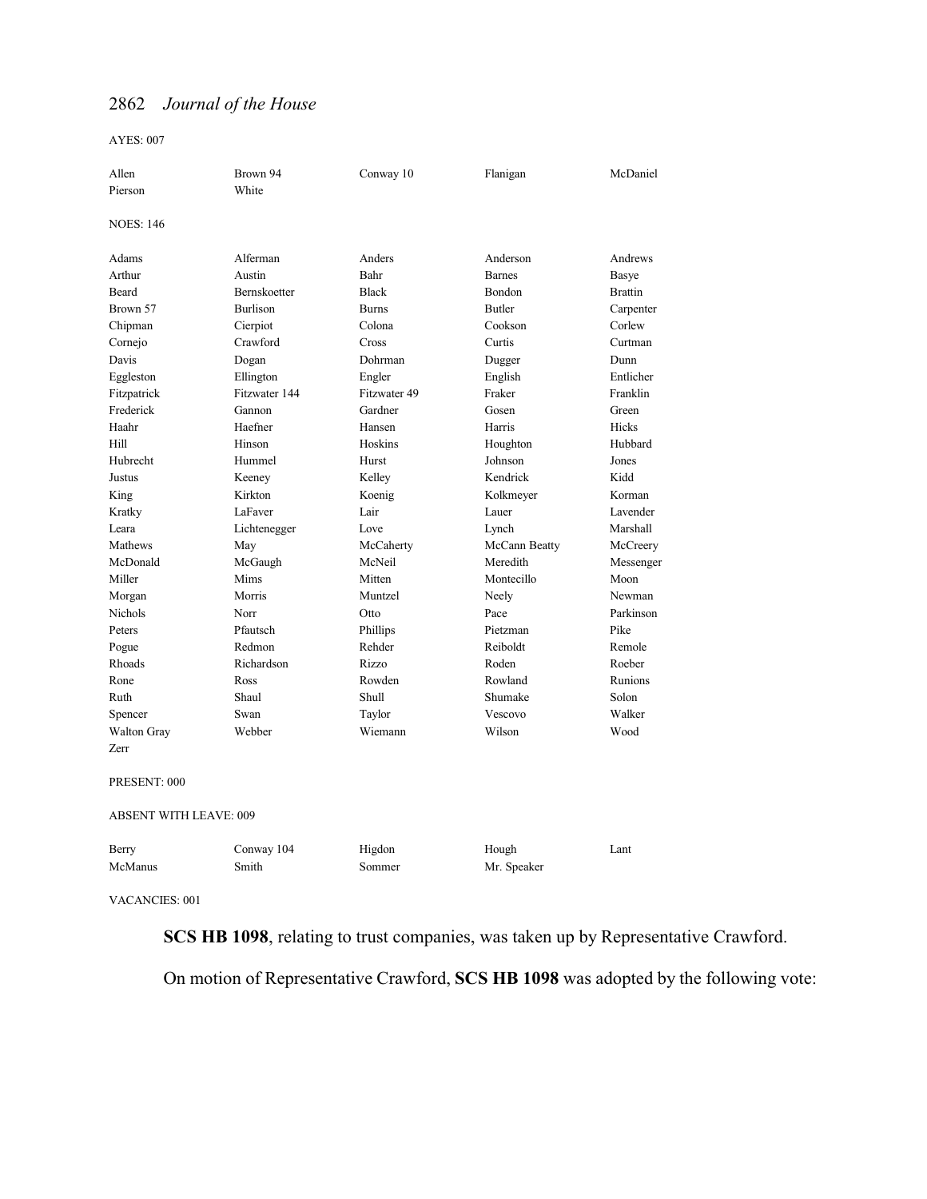AYES: 007

| | | | | |
|---|---|---|---|---|
| Allen | Brown 94 | Conway 10 | Flanigan | McDaniel |
| Pierson | White | | | |

NOES: 146

| | | | | |
|---|---|---|---|---|
| Adams | Alferman | Anders | Anderson | Andrews |
| Arthur | Austin | Bahr | Barnes | Basye |
| Beard | Bernskoetter | Black | Bondon | Brattin |
| Brown 57 | Burlison | Burns | Butler | Carpenter |
| Chipman | Cierpiot | Colona | Cookson | Corlew |
| Cornejo | Crawford | Cross | Curtis | Curtman |
| Davis | Dogan | Dohrman | Dugger | Dunn |
| Eggleston | Ellington | Engler | English | Entlicher |
| Fitzpatrick | Fitzwater 144 | Fitzwater 49 | Fraker | Franklin |
| Frederick | Gannon | Gardner | Gosen | Green |
| Haahr | Haefner | Hansen | Harris | Hicks |
| Hill | Hinson | Hoskins | Houghton | Hubbard |
| Hubrecht | Hummel | Hurst | Johnson | Jones |
| Justus | Keeney | Kelley | Kendrick | Kidd |
| King | Kirkton | Koenig | Kolkmeyer | Korman |
| Kratky | LaFaver | Lair | Lauer | Lavender |
| Leara | Lichtenegger | Love | Lynch | Marshall |
| Mathews | May | McCaherty | McCann Beatty | McCreery |
| McDonald | McGaugh | McNeil | Meredith | Messenger |
| Miller | Mims | Mitten | Montecillo | Moon |
| Morgan | Morris | Muntzel | Neely | Newman |
| Nichols | Norr | Otto | Pace | Parkinson |
| Peters | Pfautsch | Phillips | Pietzman | Pike |
| Pogue | Redmon | Rehder | Reiboldt | Remole |
| Rhoads | Richardson | Rizzo | Roden | Roeber |
| Rone | Ross | Rowden | Rowland | Runions |
| Ruth | Shaul | Shull | Shumake | Solon |
| Spencer | Swan | Taylor | Vescovo | Walker |
| Walton Gray | Webber | Wiemann | Wilson | Wood |
| Zerr | | | | |

PRESENT: 000

ABSENT WITH LEAVE: 009

| | | | | |
|---|---|---|---|---|
| Berry | Conway 104 | Higdon | Hough | Lant |
| McManus | Smith | Sommer | Mr. Speaker | |

VACANCIES: 001

**SCS HB 1098**, relating to trust companies, was taken up by Representative Crawford.

On motion of Representative Crawford, **SCS HB 1098** was adopted by the following vote: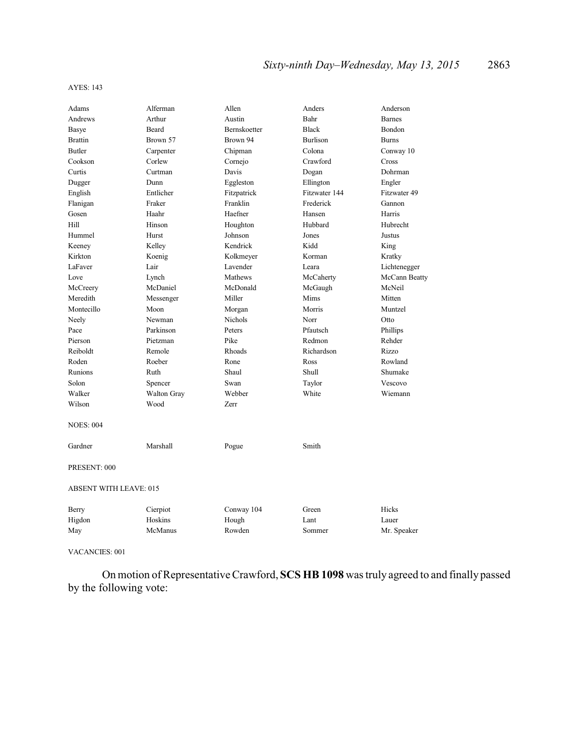AYES: 143

| | | | | |
|---|---|---|---|---|
| Adams | Alferman | Allen | Anders | Anderson |
| Andrews | Arthur | Austin | Bahr | Barnes |
| Basye | Beard | Bernskoetter | Black | Bondon |
| Brattin | Brown 57 | Brown 94 | Burlison | Burns |
| Butler | Carpenter | Chipman | Colona | Conway 10 |
| Cookson | Corlew | Cornejo | Crawford | Cross |
| Curtis | Curtman | Davis | Dogan | Dohrman |
| Dugger | Dunn | Eggleston | Ellington | Engler |
| English | Entlicher | Fitzpatrick | Fitzwater 144 | Fitzwater 49 |
| Flanigan | Fraker | Franklin | Frederick | Gannon |
| Gosen | Haahr | Haefner | Hansen | Harris |
| Hill | Hinson | Houghton | Hubbard | Hubrecht |
| Hummel | Hurst | Johnson | Jones | Justus |
| Keeney | Kelley | Kendrick | Kidd | King |
| Kirkton | Koenig | Kolkmeyer | Korman | Kratky |
| LaFaver | Lair | Lavender | Leara | Lichtenegger |
| Love | Lynch | Mathews | McCaherty | McCann Beatty |
| McCreery | McDaniel | McDonald | McGaugh | McNeil |
| Meredith | Messenger | Miller | Mims | Mitten |
| Montecillo | Moon | Morgan | Morris | Muntzel |
| Neely | Newman | Nichols | Norr | Otto |
| Pace | Parkinson | Peters | Pfautsch | Phillips |
| Pierson | Pietzman | Pike | Redmon | Rehder |
| Reiboldt | Remole | Rhoads | Richardson | Rizzo |
| Roden | Roeber | Rone | Ross | Rowland |
| Runions | Ruth | Shaul | Shull | Shumake |
| Solon | Spencer | Swan | Taylor | Vescovo |
| Walker | Walton Gray | Webber | White | Wiemann |
| Wilson | Wood | Zerr | | |

NOES: 004

| | | | |
|---|---|---|---|
| Gardner | Marshall | Pogue | Smith |

PRESENT: 000

ABSENT WITH LEAVE: 015

| | | | | |
|---|---|---|---|---|
| Berry | Cierpiot | Conway 104 | Green | Hicks |
| Higdon | Hoskins | Hough | Lant | Lauer |
| May | McManus | Rowden | Sommer | Mr. Speaker |

VACANCIES: 001

On motion of Representative Crawford, **SCS HB 1098** was truly agreed to and finally passed by the following vote: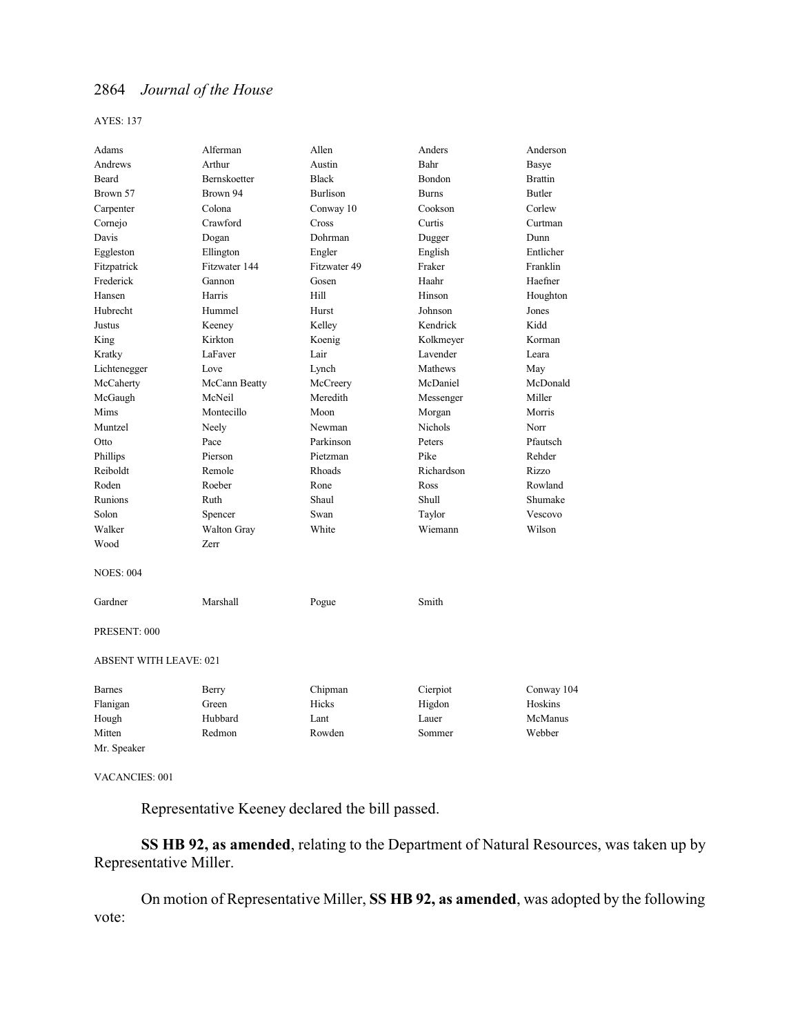AYES: 137

| | | | | |
|---|---|---|---|---|
| Adams | Alferman | Allen | Anders | Anderson |
| Andrews | Arthur | Austin | Bahr | Basye |
| Beard | Bernskoetter | Black | Bondon | Brattin |
| Brown 57 | Brown 94 | Burlison | Burns | Butler |
| Carpenter | Colona | Conway 10 | Cookson | Corlew |
| Cornejo | Crawford | Cross | Curtis | Curtman |
| Davis | Dogan | Dohrman | Dugger | Dunn |
| Eggleston | Ellington | Engler | English | Entlicher |
| Fitzpatrick | Fitzwater 144 | Fitzwater 49 | Fraker | Franklin |
| Frederick | Gannon | Gosen | Haahr | Haefner |
| Hansen | Harris | Hill | Hinson | Houghton |
| Hubrecht | Hummel | Hurst | Johnson | Jones |
| Justus | Keeney | Kelley | Kendrick | Kidd |
| King | Kirkton | Koenig | Kolkmeyer | Korman |
| Kratky | LaFaver | Lair | Lavender | Leara |
| Lichtenegger | Love | Lynch | Mathews | May |
| McCaherty | McCann Beatty | McCreery | McDaniel | McDonald |
| McGaugh | McNeil | Meredith | Messenger | Miller |
| Mims | Montecillo | Moon | Morgan | Morris |
| Muntzel | Neely | Newman | Nichols | Norr |
| Otto | Pace | Parkinson | Peters | Pfautsch |
| Phillips | Pierson | Pietzman | Pike | Rehder |
| Reiboldt | Remole | Rhoads | Richardson | Rizzo |
| Roden | Roeber | Rone | Ross | Rowland |
| Runions | Ruth | Shaul | Shull | Shumake |
| Solon | Spencer | Swan | Taylor | Vescovo |
| Walker | Walton Gray | White | Wiemann | Wilson |
| Wood | Zerr | | | |

NOES: 004

| | | | |
|---|---|---|---|
| Gardner | Marshall | Pogue | Smith |

PRESENT: 000

ABSENT WITH LEAVE: 021

| | | | | |
|---|---|---|---|---|
| Barnes | Berry | Chipman | Cierpiot | Conway 104 |
| Flanigan | Green | Hicks | Higdon | Hoskins |
| Hough | Hubbard | Lant | Lauer | McManus |
| Mitten | Redmon | Rowden | Sommer | Webber |
| Mr. Speaker | | | | |

VACANCIES: 001

Representative Keeney declared the bill passed.

**SS HB 92, as amended**, relating to the Department of Natural Resources, was taken up by Representative Miller.

On motion of Representative Miller, **SS HB 92, as amended**, was adopted by the following vote: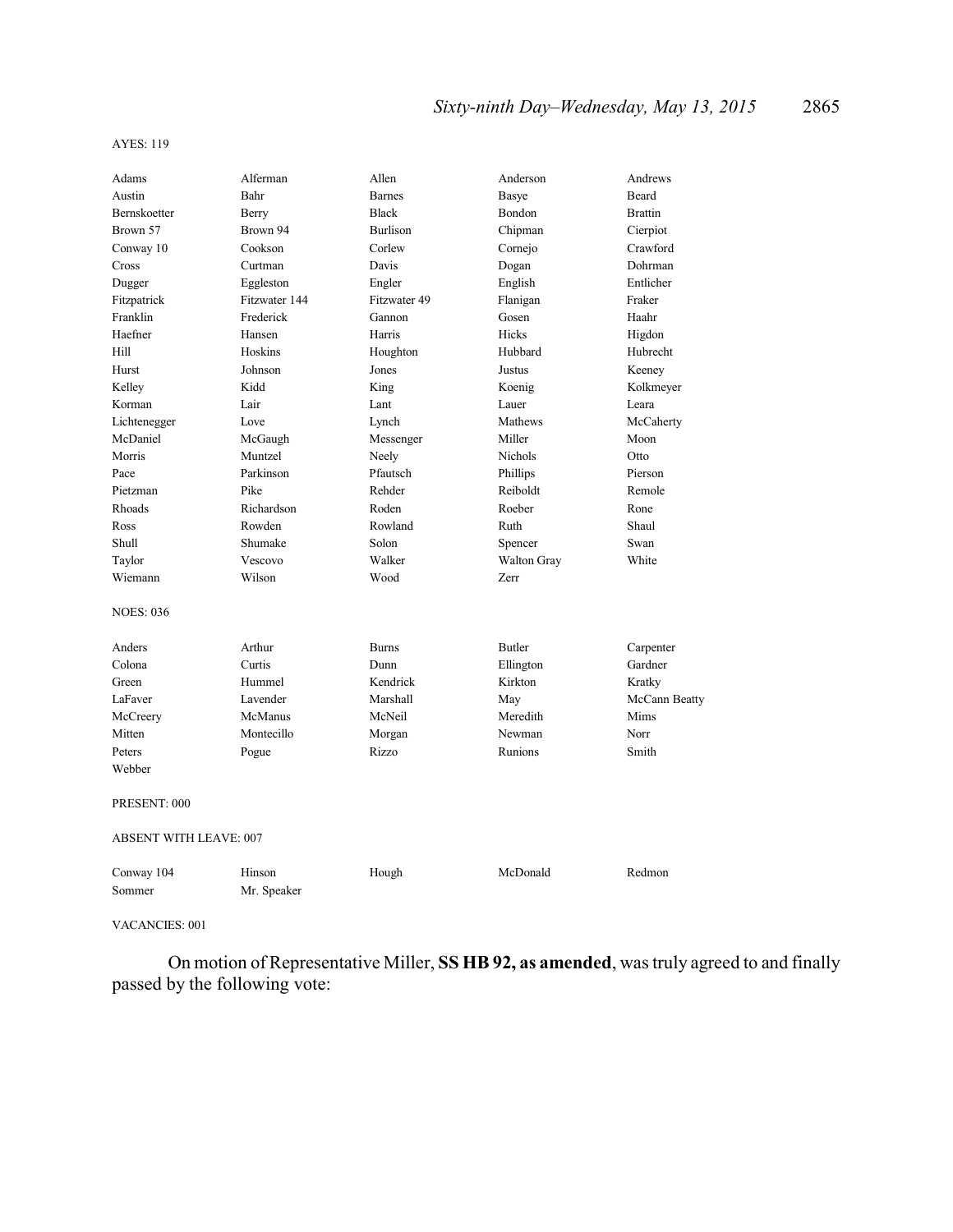AYES: 119

| | | | | |
|---|---|---|---|---|
| Adams | Alferman | Allen | Anderson | Andrews |
| Austin | Bahr | Barnes | Basye | Beard |
| Bernskoetter | Berry | Black | Bondon | Brattin |
| Brown 57 | Brown 94 | Burlison | Chipman | Cierpiot |
| Conway 10 | Cookson | Corlew | Cornejo | Crawford |
| Cross | Curtman | Davis | Dogan | Dohrman |
| Dugger | Eggleston | Engler | English | Entlicher |
| Fitzpatrick | Fitzwater 144 | Fitzwater 49 | Flanigan | Fraker |
| Franklin | Frederick | Gannon | Gosen | Haahr |
| Haefner | Hansen | Harris | Hicks | Higdon |
| Hill | Hoskins | Houghton | Hubbard | Hubrecht |
| Hurst | Johnson | Jones | Justus | Keeney |
| Kelley | Kidd | King | Koenig | Kolkmeyer |
| Korman | Lair | Lant | Lauer | Leara |
| Lichtenegger | Love | Lynch | Mathews | McCaherty |
| McDaniel | McGaugh | Messenger | Miller | Moon |
| Morris | Muntzel | Neely | Nichols | Otto |
| Pace | Parkinson | Pfautsch | Phillips | Pierson |
| Pietzman | Pike | Rehder | Reiboldt | Remole |
| Rhoads | Richardson | Roden | Roeber | Rone |
| Ross | Rowden | Rowland | Ruth | Shaul |
| Shull | Shumake | Solon | Spencer | Swan |
| Taylor | Vescovo | Walker | Walton Gray | White |
| Wiemann | Wilson | Wood | Zerr | |

NOES: 036

| | | | | |
|---|---|---|---|---|
| Anders | Arthur | Burns | Butler | Carpenter |
| Colona | Curtis | Dunn | Ellington | Gardner |
| Green | Hummel | Kendrick | Kirkton | Kratky |
| LaFaver | Lavender | Marshall | May | McCann Beatty |
| McCreery | McManus | McNeil | Meredith | Mims |
| Mitten | Montecillo | Morgan | Newman | Norr |
| Peters | Pogue | Rizzo | Runions | Smith |
| Webber | | | | |

PRESENT: 000

ABSENT WITH LEAVE: 007

| | | | | |
|---|---|---|---|---|
| Conway 104 | Hinson | Hough | McDonald | Redmon |
| Sommer | Mr. Speaker | | | |

VACANCIES: 001

On motion of Representative Miller, **SS HB 92, as amended**, was truly agreed to and finally passed by the following vote: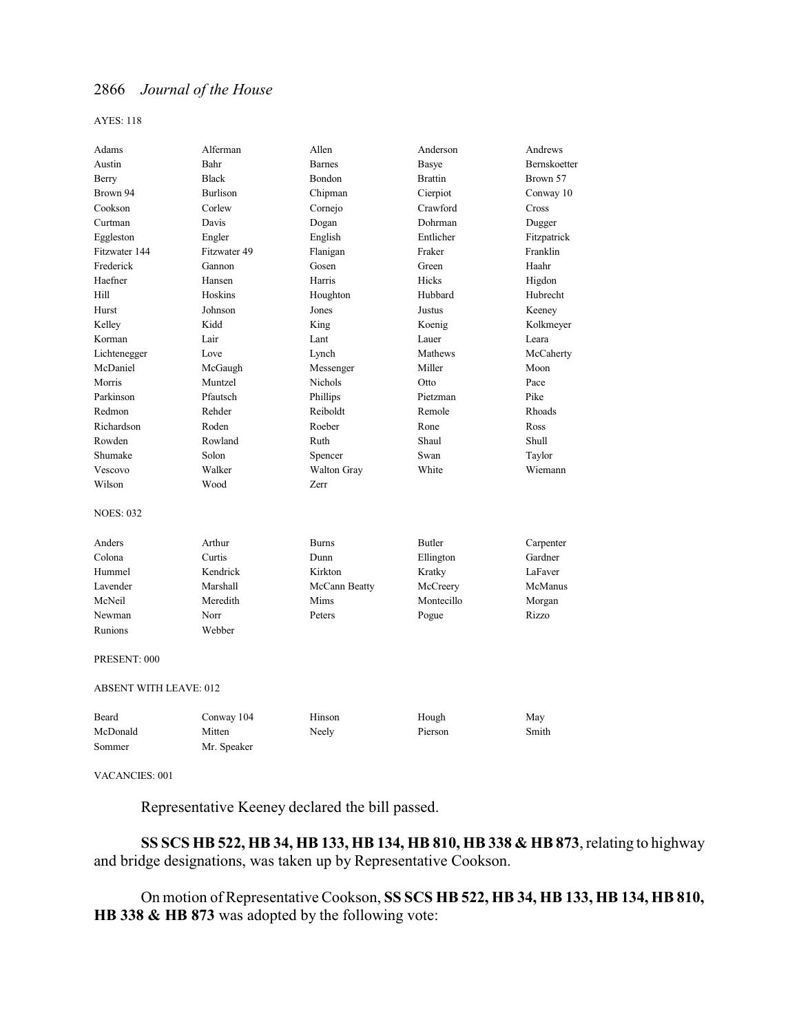AYES: 118

| | | | | |
|---|---|---|---|---|
| Adams | Alferman | Allen | Anderson | Andrews |
| Austin | Bahr | Barnes | Basye | Bernskoetter |
| Berry | Black | Bondon | Brattin | Brown 57 |
| Brown 94 | Burlison | Chipman | Cierpiot | Conway 10 |
| Cookson | Corlew | Cornejo | Crawford | Cross |
| Curtman | Davis | Dogan | Dohrman | Dugger |
| Eggleston | Engler | English | Entlicher | Fitzpatrick |
| Fitzwater 144 | Fitzwater 49 | Flanigan | Fraker | Franklin |
| Frederick | Gannon | Gosen | Green | Haahr |
| Haefner | Hansen | Harris | Hicks | Higdon |
| Hill | Hoskins | Houghton | Hubbard | Hubrecht |
| Hurst | Johnson | Jones | Justus | Keeney |
| Kelley | Kidd | King | Koenig | Kolkmeyer |
| Korman | Lair | Lant | Lauer | Leara |
| Lichtenegger | Love | Lynch | Mathews | McCaherty |
| McDaniel | McGaugh | Messenger | Miller | Moon |
| Morris | Muntzel | Nichols | Otto | Pace |
| Parkinson | Pfautsch | Phillips | Pietzman | Pike |
| Redmon | Rehder | Reiboldt | Remole | Rhoads |
| Richardson | Roden | Roeber | Rone | Ross |
| Rowden | Rowland | Ruth | Shaul | Shull |
| Shumake | Solon | Spencer | Swan | Taylor |
| Vescovo | Walker | Walton Gray | White | Wiemann |
| Wilson | Wood | Zerr | | |

NOES: 032

| | | | | |
|---|---|---|---|---|
| Anders | Arthur | Burns | Butler | Carpenter |
| Colona | Curtis | Dunn | Ellington | Gardner |
| Hummel | Kendrick | Kirkton | Kratky | LaFaver |
| Lavender | Marshall | McCann Beatty | McCreery | McManus |
| McNeil | Meredith | Mims | Montecillo | Morgan |
| Newman | Norr | Peters | Pogue | Rizzo |
| Runions | Webber | | | |

PRESENT: 000

ABSENT WITH LEAVE: 012

| | | | | |
|---|---|---|---|---|
| Beard | Conway 104 | Hinson | Hough | May |
| McDonald | Mitten | Neely | Pierson | Smith |
| Sommer | Mr. Speaker | | | |

VACANCIES: 001

Representative Keeney declared the bill passed.

**SS SCS HB 522, HB 34, HB 133, HB 134, HB 810, HB 338 & HB 873**, relating to highway and bridge designations, was taken up by Representative Cookson.

On motion of Representative Cookson, **SS SCS HB 522, HB 34, HB 133, HB 134, HB 810, HB 338 & HB 873** was adopted by the following vote: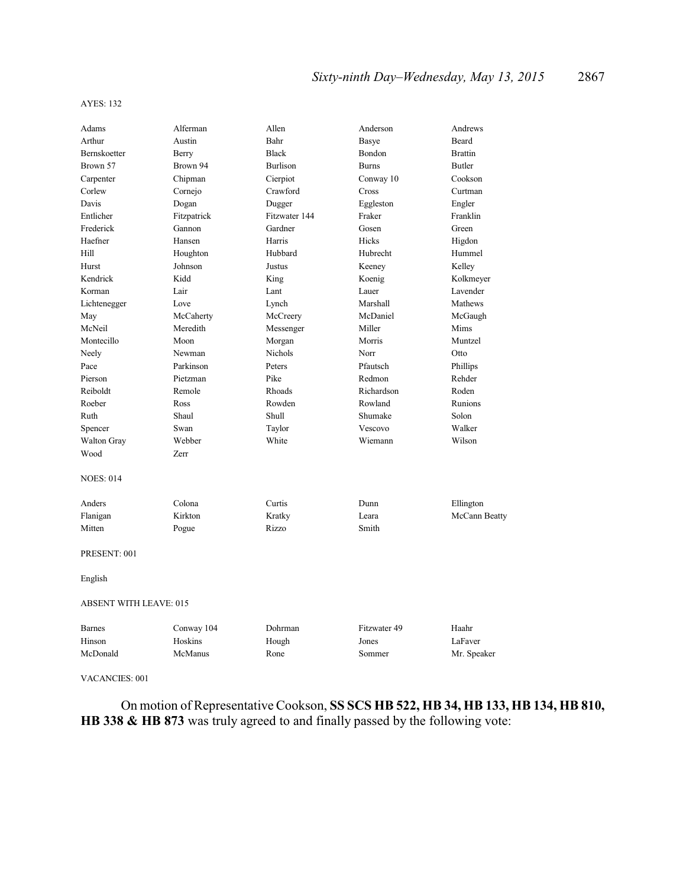AYES: 132

| | | | | |
|---|---|---|---|---|
| Adams | Alferman | Allen | Anderson | Andrews |
| Arthur | Austin | Bahr | Basye | Beard |
| Bernskoetter | Berry | Black | Bondon | Brattin |
| Brown 57 | Brown 94 | Burlison | Burns | Butler |
| Carpenter | Chipman | Cierpiot | Conway 10 | Cookson |
| Corlew | Cornejo | Crawford | Cross | Curtman |
| Davis | Dogan | Dugger | Eggleston | Engler |
| Entlicher | Fitzpatrick | Fitzwater 144 | Fraker | Franklin |
| Frederick | Gannon | Gardner | Gosen | Green |
| Haefner | Hansen | Harris | Hicks | Higdon |
| Hill | Houghton | Hubbard | Hubrecht | Hummel |
| Hurst | Johnson | Justus | Keeney | Kelley |
| Kendrick | Kidd | King | Koenig | Kolkmeyer |
| Korman | Lair | Lant | Lauer | Lavender |
| Lichtenegger | Love | Lynch | Marshall | Mathews |
| May | McCaherty | McCreery | McDaniel | McGaugh |
| McNeil | Meredith | Messenger | Miller | Mims |
| Montecillo | Moon | Morgan | Morris | Muntzel |
| Neely | Newman | Nichols | Norr | Otto |
| Pace | Parkinson | Peters | Pfautsch | Phillips |
| Pierson | Pietzman | Pike | Redmon | Rehder |
| Reiboldt | Remole | Rhoads | Richardson | Roden |
| Roeber | Ross | Rowden | Rowland | Runions |
| Ruth | Shaul | Shull | Shumake | Solon |
| Spencer | Swan | Taylor | Vescovo | Walker |
| Walton Gray | Webber | White | Wiemann | Wilson |
| Wood | Zerr | | | |

NOES: 014

| | | | | |
|---|---|---|---|---|
| Anders | Colona | Curtis | Dunn | Ellington |
| Flanigan | Kirkton | Kratky | Leara | McCann Beatty |
| Mitten | Pogue | Rizzo | Smith | |

PRESENT: 001

English

ABSENT WITH LEAVE: 015

| | | | | |
|---|---|---|---|---|
| Barnes | Conway 104 | Dohrman | Fitzwater 49 | Haahr |
| Hinson | Hoskins | Hough | Jones | LaFaver |
| McDonald | McManus | Rone | Sommer | Mr. Speaker |

VACANCIES: 001

On motion of Representative Cookson, **SS SCS HB 522, HB 34, HB 133, HB 134, HB 810, HB 338 & HB 873** was truly agreed to and finally passed by the following vote: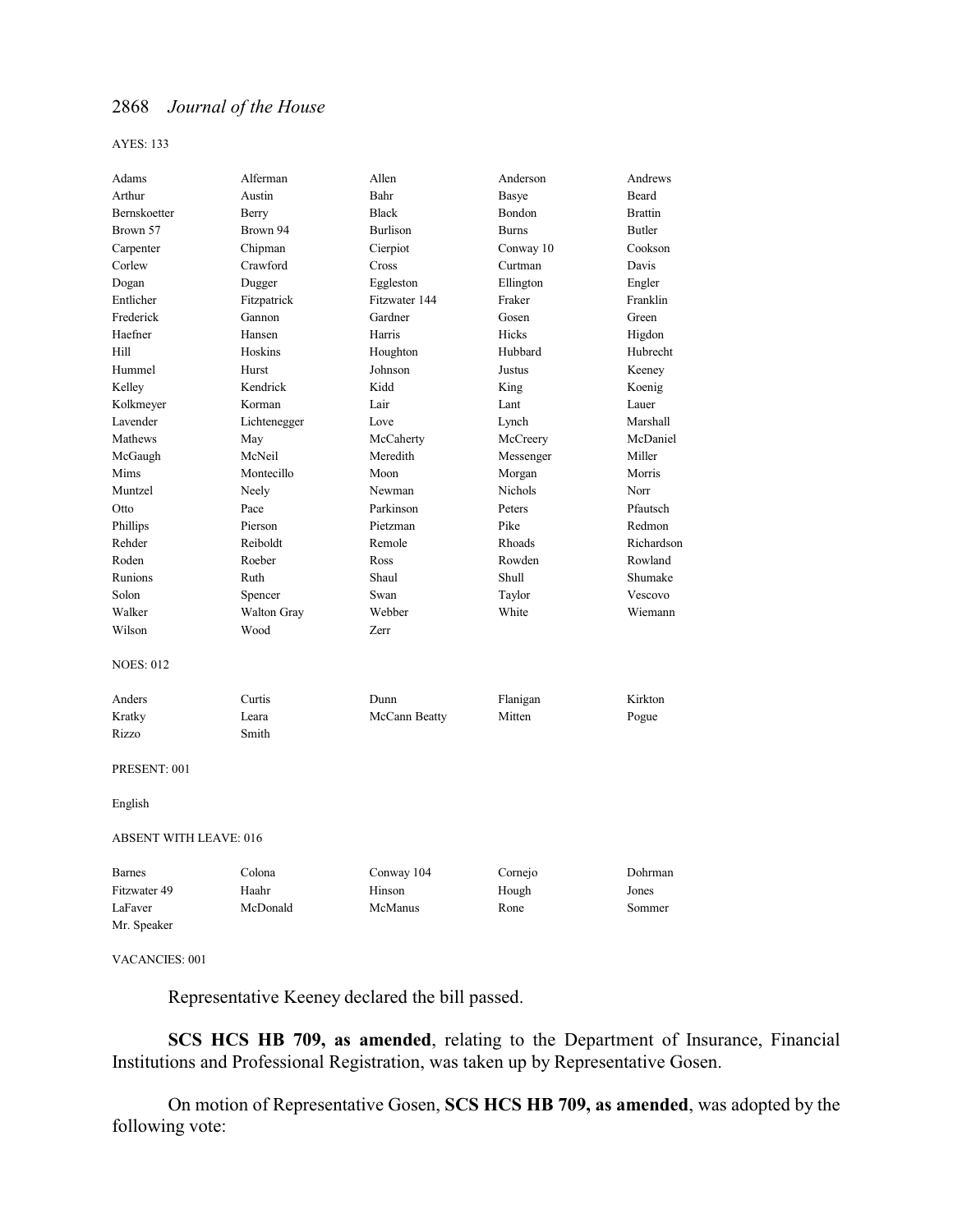AYES: 133

| | | | | |
|---|---|---|---|---|
| Adams | Alferman | Allen | Anderson | Andrews |
| Arthur | Austin | Bahr | Basye | Beard |
| Bernskoetter | Berry | Black | Bondon | Brattin |
| Brown 57 | Brown 94 | Burlison | Burns | Butler |
| Carpenter | Chipman | Cierpiot | Conway 10 | Cookson |
| Corlew | Crawford | Cross | Curtman | Davis |
| Dogan | Dugger | Eggleston | Ellington | Engler |
| Entlicher | Fitzpatrick | Fitzwater 144 | Fraker | Franklin |
| Frederick | Gannon | Gardner | Gosen | Green |
| Haefner | Hansen | Harris | Hicks | Higdon |
| Hill | Hoskins | Houghton | Hubbard | Hubrecht |
| Hummel | Hurst | Johnson | Justus | Keeney |
| Kelley | Kendrick | Kidd | King | Koenig |
| Kolkmeyer | Korman | Lair | Lant | Lauer |
| Lavender | Lichtenegger | Love | Lynch | Marshall |
| Mathews | May | McCaherty | McCreery | McDaniel |
| McGaugh | McNeil | Meredith | Messenger | Miller |
| Mims | Montecillo | Moon | Morgan | Morris |
| Muntzel | Neely | Newman | Nichols | Norr |
| Otto | Pace | Parkinson | Peters | Pfautsch |
| Phillips | Pierson | Pietzman | Pike | Redmon |
| Rehder | Reiboldt | Remole | Rhoads | Richardson |
| Roden | Roeber | Ross | Rowden | Rowland |
| Runions | Ruth | Shaul | Shull | Shumake |
| Solon | Spencer | Swan | Taylor | Vescovo |
| Walker | Walton Gray | Webber | White | Wiemann |
| Wilson | Wood | Zerr | | |

NOES: 012

| | | | | |
|---|---|---|---|---|
| Anders | Curtis | Dunn | Flanigan | Kirkton |
| Kratky | Leara | McCann Beatty | Mitten | Pogue |
| Rizzo | Smith | | | |

PRESENT: 001

English

ABSENT WITH LEAVE: 016

| | | | | |
|---|---|---|---|---|
| Barnes | Colona | Conway 104 | Cornejo | Dohrman |
| Fitzwater 49 | Haahr | Hinson | Hough | Jones |
| LaFaver | McDonald | McManus | Rone | Sommer |
| Mr. Speaker | | | | |

VACANCIES: 001

Representative Keeney declared the bill passed.

**SCS HCS HB 709, as amended**, relating to the Department of Insurance, Financial Institutions and Professional Registration, was taken up by Representative Gosen.

On motion of Representative Gosen, **SCS HCS HB 709, as amended**, was adopted by the following vote: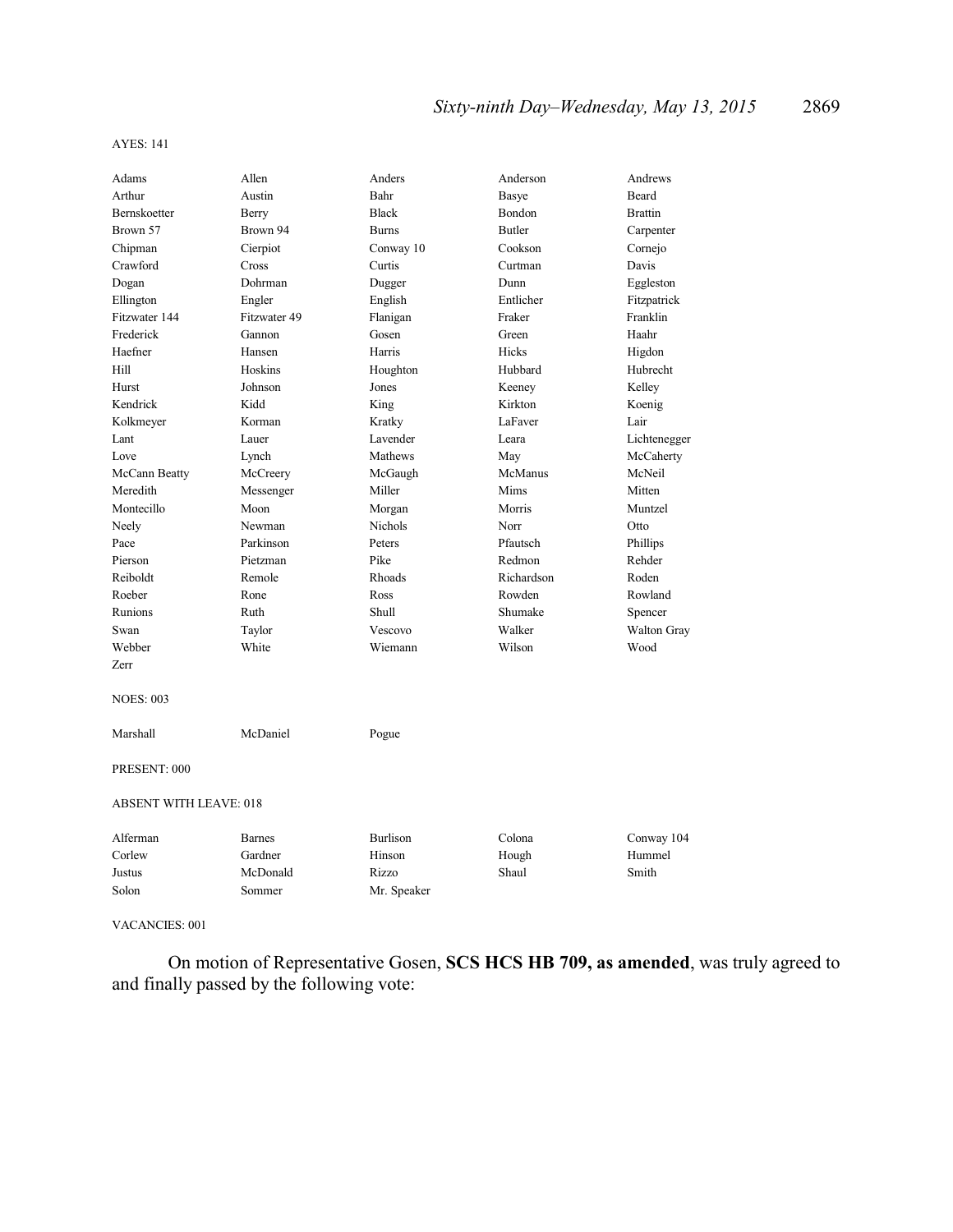AYES: 141

| | | | | |
|---|---|---|---|---|
| Adams | Allen | Anders | Anderson | Andrews |
| Arthur | Austin | Bahr | Basye | Beard |
| Bernskoetter | Berry | Black | Bondon | Brattin |
| Brown 57 | Brown 94 | Burns | Butler | Carpenter |
| Chipman | Cierpiot | Conway 10 | Cookson | Cornejo |
| Crawford | Cross | Curtis | Curtman | Davis |
| Dogan | Dohrman | Dugger | Dunn | Eggleston |
| Ellington | Engler | English | Entlicher | Fitzpatrick |
| Fitzwater 144 | Fitzwater 49 | Flanigan | Fraker | Franklin |
| Frederick | Gannon | Gosen | Green | Haahr |
| Haefner | Hansen | Harris | Hicks | Higdon |
| Hill | Hoskins | Houghton | Hubbard | Hubrecht |
| Hurst | Johnson | Jones | Keeney | Kelley |
| Kendrick | Kidd | King | Kirkton | Koenig |
| Kolkmeyer | Korman | Kratky | LaFaver | Lair |
| Lant | Lauer | Lavender | Leara | Lichtenegger |
| Love | Lynch | Mathews | May | McCaherty |
| McCann Beatty | McCreery | McGaugh | McManus | McNeil |
| Meredith | Messenger | Miller | Mims | Mitten |
| Montecillo | Moon | Morgan | Morris | Muntzel |
| Neely | Newman | Nichols | Norr | Otto |
| Pace | Parkinson | Peters | Pfautsch | Phillips |
| Pierson | Pietzman | Pike | Redmon | Rehder |
| Reiboldt | Remole | Rhoads | Richardson | Roden |
| Roeber | Rone | Ross | Rowden | Rowland |
| Runions | Ruth | Shull | Shumake | Spencer |
| Swan | Taylor | Vescovo | Walker | Walton Gray |
| Webber | White | Wiemann | Wilson | Wood |
| Zerr | | | | |

NOES: 003

| | | |
|---|---|---|
| Marshall | McDaniel | Pogue |

PRESENT: 000

ABSENT WITH LEAVE: 018

| | | | | |
|---|---|---|---|---|
| Alferman | Barnes | Burlison | Colona | Conway 104 |
| Corlew | Gardner | Hinson | Hough | Hummel |
| Justus | McDonald | Rizzo | Shaul | Smith |
| Solon | Sommer | Mr. Speaker | | |

VACANCIES: 001

On motion of Representative Gosen, **SCS HCS HB 709, as amended**, was truly agreed to and finally passed by the following vote: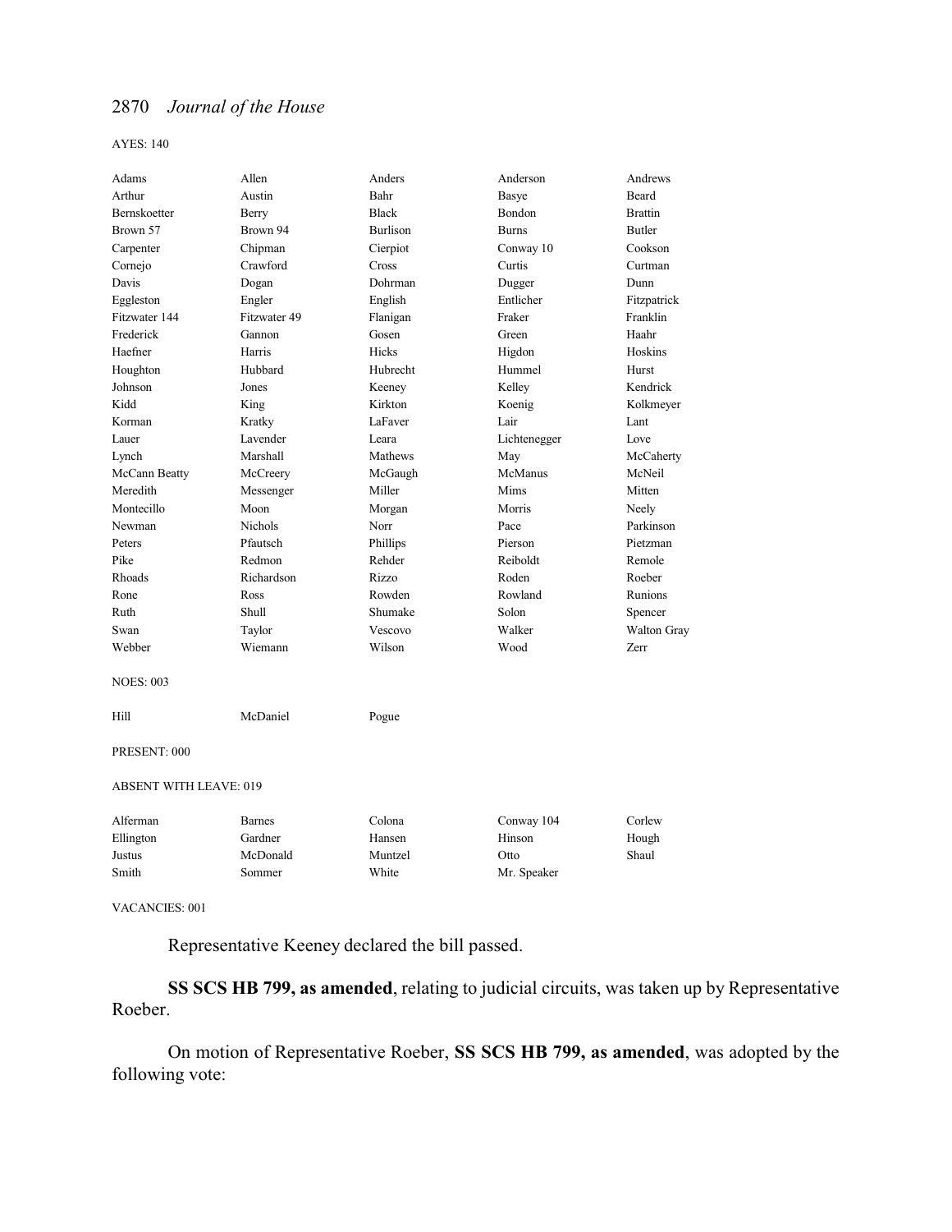AYES: 140

| | | | | |
|---|---|---|---|---|
| Adams | Allen | Anders | Anderson | Andrews |
| Arthur | Austin | Bahr | Basye | Beard |
| Bernskoetter | Berry | Black | Bondon | Brattin |
| Brown 57 | Brown 94 | Burlison | Burns | Butler |
| Carpenter | Chipman | Cierpiot | Conway 10 | Cookson |
| Cornejo | Crawford | Cross | Curtis | Curtman |
| Davis | Dogan | Dohrman | Dugger | Dunn |
| Eggleston | Engler | English | Entlicher | Fitzpatrick |
| Fitzwater 144 | Fitzwater 49 | Flanigan | Fraker | Franklin |
| Frederick | Gannon | Gosen | Green | Haahr |
| Haefner | Harris | Hicks | Higdon | Hoskins |
| Houghton | Hubbard | Hubrecht | Hummel | Hurst |
| Johnson | Jones | Keeney | Kelley | Kendrick |
| Kidd | King | Kirkton | Koenig | Kolkmeyer |
| Korman | Kratky | LaFaver | Lair | Lant |
| Lauer | Lavender | Leara | Lichtenegger | Love |
| Lynch | Marshall | Mathews | May | McCaherty |
| McCann Beatty | McCreery | McGaugh | McManus | McNeil |
| Meredith | Messenger | Miller | Mims | Mitten |
| Montecillo | Moon | Morgan | Morris | Neely |
| Newman | Nichols | Norr | Pace | Parkinson |
| Peters | Pfautsch | Phillips | Pierson | Pietzman |
| Pike | Redmon | Rehder | Reiboldt | Remole |
| Rhoads | Richardson | Rizzo | Roden | Roeber |
| Rone | Ross | Rowden | Rowland | Runions |
| Ruth | Shull | Shumake | Solon | Spencer |
| Swan | Taylor | Vescovo | Walker | Walton Gray |
| Webber | Wiemann | Wilson | Wood | Zerr |

NOES: 003

| | | |
|---|---|---|
| Hill | McDaniel | Pogue |

PRESENT: 000

ABSENT WITH LEAVE: 019

| | | | | |
|---|---|---|---|---|
| Alferman | Barnes | Colona | Conway 104 | Corlew |
| Ellington | Gardner | Hansen | Hinson | Hough |
| Justus | McDonald | Muntzel | Otto | Shaul |
| Smith | Sommer | White | Mr. Speaker | |

VACANCIES: 001

Representative Keeney declared the bill passed.

**SS SCS HB 799, as amended**, relating to judicial circuits, was taken up by Representative Roeber.

On motion of Representative Roeber, **SS SCS HB 799, as amended**, was adopted by the following vote: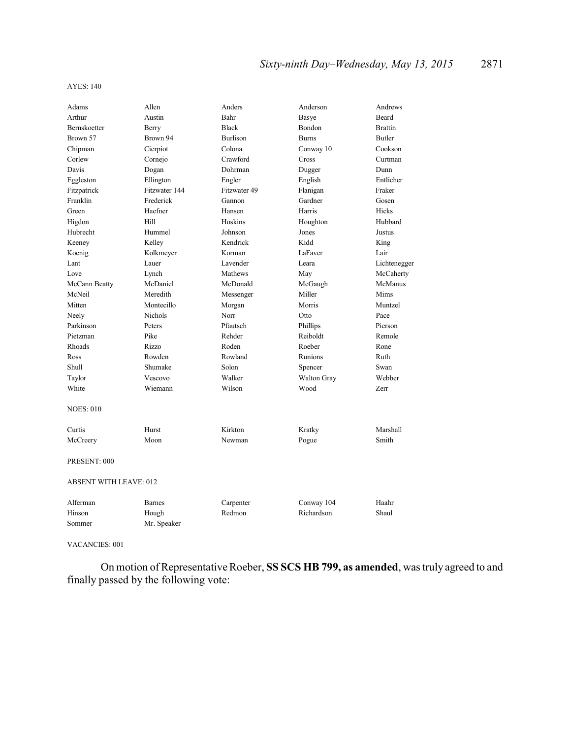AYES: 140

| | | | | |
|---|---|---|---|---|
| Adams | Allen | Anders | Anderson | Andrews |
| Arthur | Austin | Bahr | Basye | Beard |
| Bernskoetter | Berry | Black | Bondon | Brattin |
| Brown 57 | Brown 94 | Burlison | Burns | Butler |
| Chipman | Cierpiot | Colona | Conway 10 | Cookson |
| Corlew | Cornejo | Crawford | Cross | Curtman |
| Davis | Dogan | Dohrman | Dugger | Dunn |
| Eggleston | Ellington | Engler | English | Entlicher |
| Fitzpatrick | Fitzwater 144 | Fitzwater 49 | Flanigan | Fraker |
| Franklin | Frederick | Gannon | Gardner | Gosen |
| Green | Haefner | Hansen | Harris | Hicks |
| Higdon | Hill | Hoskins | Houghton | Hubbard |
| Hubrecht | Hummel | Johnson | Jones | Justus |
| Keeney | Kelley | Kendrick | Kidd | King |
| Koenig | Kolkmeyer | Korman | LaFaver | Lair |
| Lant | Lauer | Lavender | Leara | Lichtenegger |
| Love | Lynch | Mathews | May | McCaherty |
| McCann Beatty | McDaniel | McDonald | McGaugh | McManus |
| McNeil | Meredith | Messenger | Miller | Mims |
| Mitten | Montecillo | Morgan | Morris | Muntzel |
| Neely | Nichols | Norr | Otto | Pace |
| Parkinson | Peters | Pfautsch | Phillips | Pierson |
| Pietzman | Pike | Rehder | Reiboldt | Remole |
| Rhoads | Rizzo | Roden | Roeber | Rone |
| Ross | Rowden | Rowland | Runions | Ruth |
| Shull | Shumake | Solon | Spencer | Swan |
| Taylor | Vescovo | Walker | Walton Gray | Webber |
| White | Wiemann | Wilson | Wood | Zerr |

NOES: 010

| | | | | |
|---|---|---|---|---|
| Curtis | Hurst | Kirkton | Kratky | Marshall |
| McCreery | Moon | Newman | Pogue | Smith |

PRESENT: 000

ABSENT WITH LEAVE: 012

| | | | | |
|---|---|---|---|---|
| Alferman | Barnes | Carpenter | Conway 104 | Haahr |
| Hinson | Hough | Redmon | Richardson | Shaul |
| Sommer | Mr. Speaker | | | |

VACANCIES: 001

On motion of Representative Roeber, **SS SCS HB 799, as amended**, was truly agreed to and finally passed by the following vote: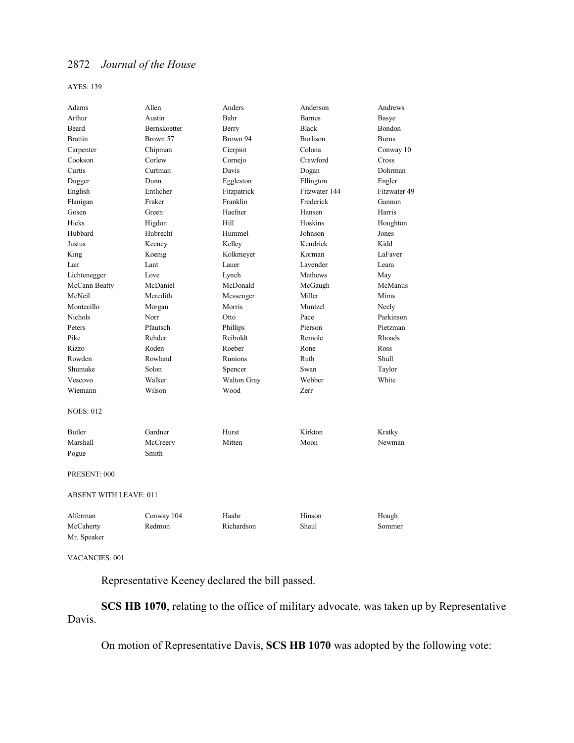AYES: 139

| | | | | |
|---|---|---|---|---|
| Adams | Allen | Anders | Anderson | Andrews |
| Arthur | Austin | Bahr | Barnes | Basye |
| Beard | Bernskoetter | Berry | Black | Bondon |
| Brattin | Brown 57 | Brown 94 | Burlison | Burns |
| Carpenter | Chipman | Cierpiot | Colona | Conway 10 |
| Cookson | Corlew | Cornejo | Crawford | Cross |
| Curtis | Curtman | Davis | Dogan | Dohrman |
| Dugger | Dunn | Eggleston | Ellington | Engler |
| English | Entlicher | Fitzpatrick | Fitzwater 144 | Fitzwater 49 |
| Flanigan | Fraker | Franklin | Frederick | Gannon |
| Gosen | Green | Haefner | Hansen | Harris |
| Hicks | Higdon | Hill | Hoskins | Houghton |
| Hubbard | Hubrecht | Hummel | Johnson | Jones |
| Justus | Keeney | Kelley | Kendrick | Kidd |
| King | Koenig | Kolkmeyer | Korman | LaFaver |
| Lair | Lant | Lauer | Lavender | Leara |
| Lichtenegger | Love | Lynch | Mathews | May |
| McCann Beatty | McDaniel | McDonald | McGaugh | McManus |
| McNeil | Meredith | Messenger | Miller | Mims |
| Montecillo | Morgan | Morris | Muntzel | Neely |
| Nichols | Norr | Otto | Pace | Parkinson |
| Peters | Pfautsch | Phillips | Pierson | Pietzman |
| Pike | Rehder | Reiboldt | Remole | Rhoads |
| Rizzo | Roden | Roeber | Rone | Ross |
| Rowden | Rowland | Runions | Ruth | Shull |
| Shumake | Solon | Spencer | Swan | Taylor |
| Vescovo | Walker | Walton Gray | Webber | White |
| Wiemann | Wilson | Wood | Zerr | |

NOES: 012

| | | | | |
|---|---|---|---|---|
| Butler | Gardner | Hurst | Kirkton | Kratky |
| Marshall | McCreery | Mitten | Moon | Newman |
| Pogue | Smith | | | |

PRESENT: 000

ABSENT WITH LEAVE: 011

| | | | | |
|---|---|---|---|---|
| Alferman | Conway 104 | Haahr | Hinson | Hough |
| McCaherty | Redmon | Richardson | Shaul | Sommer |
| Mr. Speaker | | | | |

VACANCIES: 001

Representative Keeney declared the bill passed.

**SCS HB 1070**, relating to the office of military advocate, was taken up by Representative Davis.

On motion of Representative Davis, **SCS HB 1070** was adopted by the following vote: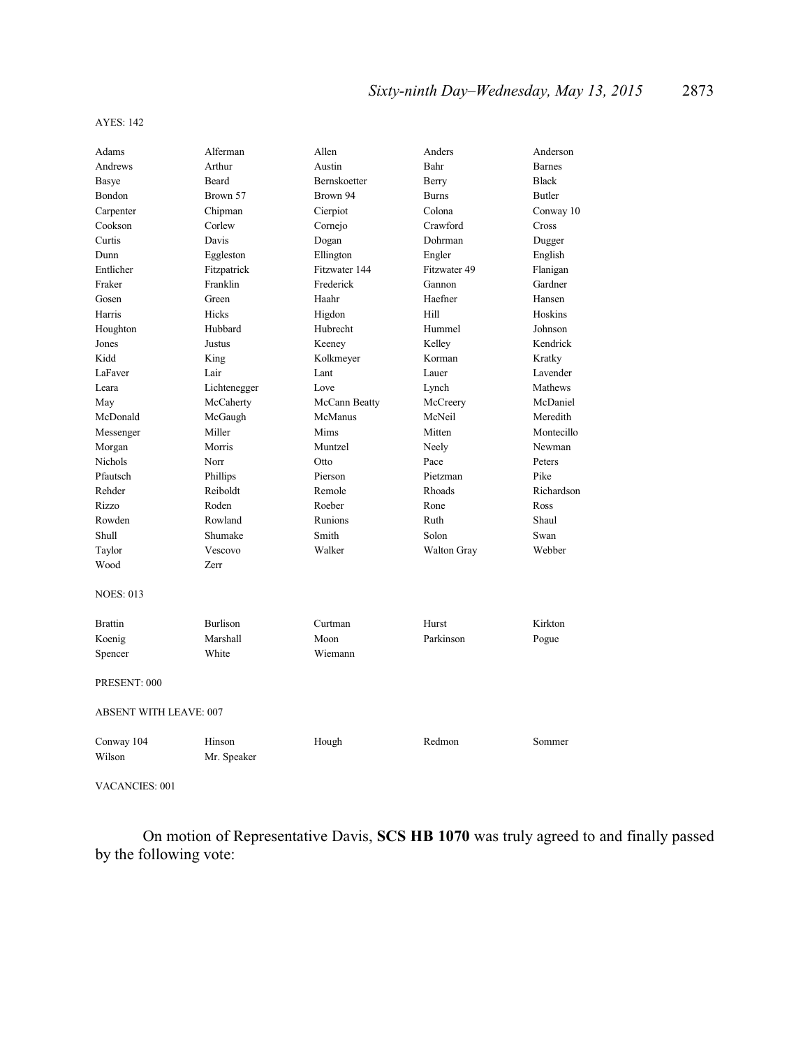AYES: 142

| | | | | |
|---|---|---|---|---|
| Adams | Alferman | Allen | Anders | Anderson |
| Andrews | Arthur | Austin | Bahr | Barnes |
| Basye | Beard | Bernskoetter | Berry | Black |
| Bondon | Brown 57 | Brown 94 | Burns | Butler |
| Carpenter | Chipman | Cierpiot | Colona | Conway 10 |
| Cookson | Corlew | Cornejo | Crawford | Cross |
| Curtis | Davis | Dogan | Dohrman | Dugger |
| Dunn | Eggleston | Ellington | Engler | English |
| Entlicher | Fitzpatrick | Fitzwater 144 | Fitzwater 49 | Flanigan |
| Fraker | Franklin | Frederick | Gannon | Gardner |
| Gosen | Green | Haahr | Haefner | Hansen |
| Harris | Hicks | Higdon | Hill | Hoskins |
| Houghton | Hubbard | Hubrecht | Hummel | Johnson |
| Jones | Justus | Keeney | Kelley | Kendrick |
| Kidd | King | Kolkmeyer | Korman | Kratky |
| LaFaver | Lair | Lant | Lauer | Lavender |
| Leara | Lichtenegger | Love | Lynch | Mathews |
| May | McCaherty | McCann Beatty | McCreery | McDaniel |
| McDonald | McGaugh | McManus | McNeil | Meredith |
| Messenger | Miller | Mims | Mitten | Montecillo |
| Morgan | Morris | Muntzel | Neely | Newman |
| Nichols | Norr | Otto | Pace | Peters |
| Pfautsch | Phillips | Pierson | Pietzman | Pike |
| Rehder | Reiboldt | Remole | Rhoads | Richardson |
| Rizzo | Roden | Roeber | Rone | Ross |
| Rowden | Rowland | Runions | Ruth | Shaul |
| Shull | Shumake | Smith | Solon | Swan |
| Taylor | Vescovo | Walker | Walton Gray | Webber |
| Wood | Zerr | | | |

NOES: 013

| | | | | |
|---|---|---|---|---|
| Brattin | Burlison | Curtman | Hurst | Kirkton |
| Koenig | Marshall | Moon | Parkinson | Pogue |
| Spencer | White | Wiemann | | |

PRESENT: 000

ABSENT WITH LEAVE: 007

| | | | | |
|---|---|---|---|---|
| Conway 104 | Hinson | Hough | Redmon | Sommer |
| Wilson | Mr. Speaker | | | |

VACANCIES: 001

On motion of Representative Davis, **SCS HB 1070** was truly agreed to and finally passed by the following vote: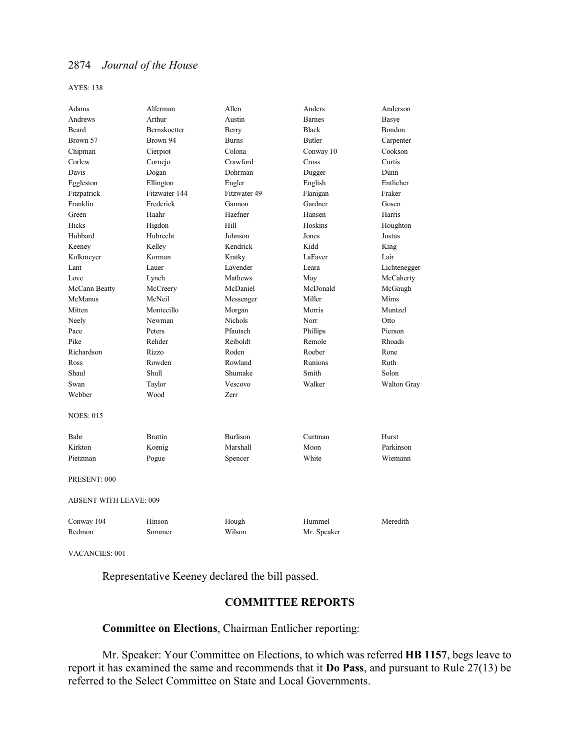AYES: 138

| | | | | |
|---|---|---|---|---|
| Adams | Alferman | Allen | Anders | Anderson |
| Andrews | Arthur | Austin | Barnes | Basye |
| Beard | Bernskoetter | Berry | Black | Bondon |
| Brown 57 | Brown 94 | Burns | Butler | Carpenter |
| Chipman | Cierpiot | Colona | Conway 10 | Cookson |
| Corlew | Cornejo | Crawford | Cross | Curtis |
| Davis | Dogan | Dohrman | Dugger | Dunn |
| Eggleston | Ellington | Engler | English | Entlicher |
| Fitzpatrick | Fitzwater 144 | Fitzwater 49 | Flanigan | Fraker |
| Franklin | Frederick | Gannon | Gardner | Gosen |
| Green | Haahr | Haefner | Hansen | Harris |
| Hicks | Higdon | Hill | Hoskins | Houghton |
| Hubbard | Hubrecht | Johnson | Jones | Justus |
| Keeney | Kelley | Kendrick | Kidd | King |
| Kolkmeyer | Korman | Kratky | LaFaver | Lair |
| Lant | Lauer | Lavender | Leara | Lichtenegger |
| Love | Lynch | Mathews | May | McCaherty |
| McCann Beatty | McCreery | McDaniel | McDonald | McGaugh |
| McManus | McNeil | Messenger | Miller | Mims |
| Mitten | Montecillo | Morgan | Morris | Muntzel |
| Neely | Newman | Nichols | Norr | Otto |
| Pace | Peters | Pfautsch | Phillips | Pierson |
| Pike | Rehder | Reiboldt | Remole | Rhoads |
| Richardson | Rizzo | Roden | Roeber | Rone |
| Ross | Rowden | Rowland | Runions | Ruth |
| Shaul | Shull | Shumake | Smith | Solon |
| Swan | Taylor | Vescovo | Walker | Walton Gray |
| Webber | Wood | Zerr | | |

NOES: 015

| | | | | |
|---|---|---|---|---|
| Bahr | Brattin | Burlison | Curtman | Hurst |
| Kirkton | Koenig | Marshall | Moon | Parkinson |
| Pietzman | Pogue | Spencer | White | Wiemann |

PRESENT: 000

ABSENT WITH LEAVE: 009

| | | | | |
|---|---|---|---|---|
| Conway 104 | Hinson | Hough | Hummel | Meredith |
| Redmon | Sommer | Wilson | Mr. Speaker | |

VACANCIES: 001

Representative Keeney declared the bill passed.

## COMMITTEE REPORTS

**Committee on Elections**, Chairman Entlicher reporting:

Mr. Speaker: Your Committee on Elections, to which was referred **HB 1157**, begs leave to report it has examined the same and recommends that it **Do Pass**, and pursuant to Rule 27(13) be referred to the Select Committee on State and Local Governments.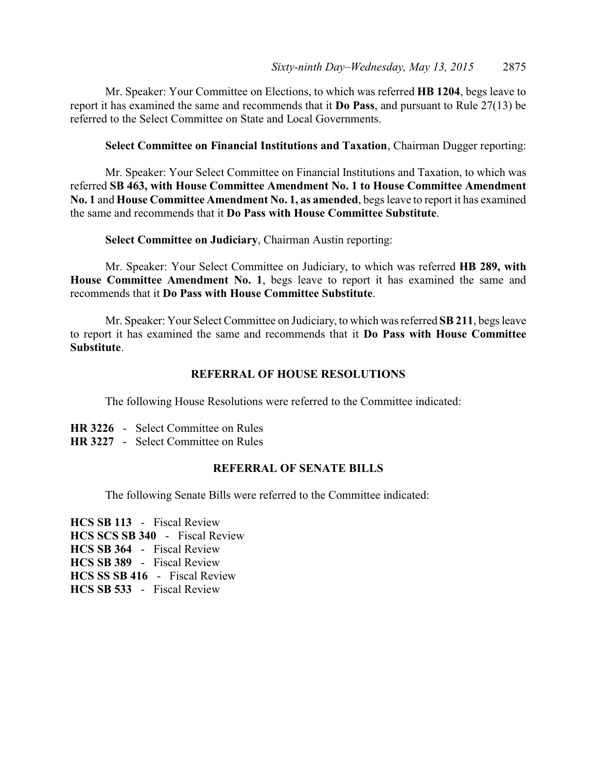Mr. Speaker: Your Committee on Elections, to which was referred **HB 1204**, begs leave to report it has examined the same and recommends that it **Do Pass**, and pursuant to Rule 27(13) be referred to the Select Committee on State and Local Governments.

**Select Committee on Financial Institutions and Taxation**, Chairman Dugger reporting:

Mr. Speaker: Your Select Committee on Financial Institutions and Taxation, to which was referred **SB 463, with House Committee Amendment No. 1 to House Committee Amendment No. 1** and **House Committee Amendment No. 1, as amended**, begs leave to report it has examined the same and recommends that it **Do Pass with House Committee Substitute**.

**Select Committee on Judiciary**, Chairman Austin reporting:

Mr. Speaker: Your Select Committee on Judiciary, to which was referred **HB 289, with House Committee Amendment No. 1**, begs leave to report it has examined the same and recommends that it **Do Pass with House Committee Substitute**.

Mr. Speaker: Your Select Committee on Judiciary, to which was referred **SB 211**, begs leave to report it has examined the same and recommends that it **Do Pass with House Committee Substitute**.

## REFERRAL OF HOUSE RESOLUTIONS

The following House Resolutions were referred to the Committee indicated:

**HR 3226** - Select Committee on Rules
**HR 3227** - Select Committee on Rules

## REFERRAL OF SENATE BILLS

The following Senate Bills were referred to the Committee indicated:

**HCS SB 113** - Fiscal Review
**HCS SCS SB 340** - Fiscal Review
**HCS SB 364** - Fiscal Review
**HCS SB 389** - Fiscal Review
**HCS SS SB 416** - Fiscal Review
**HCS SB 533** - Fiscal Review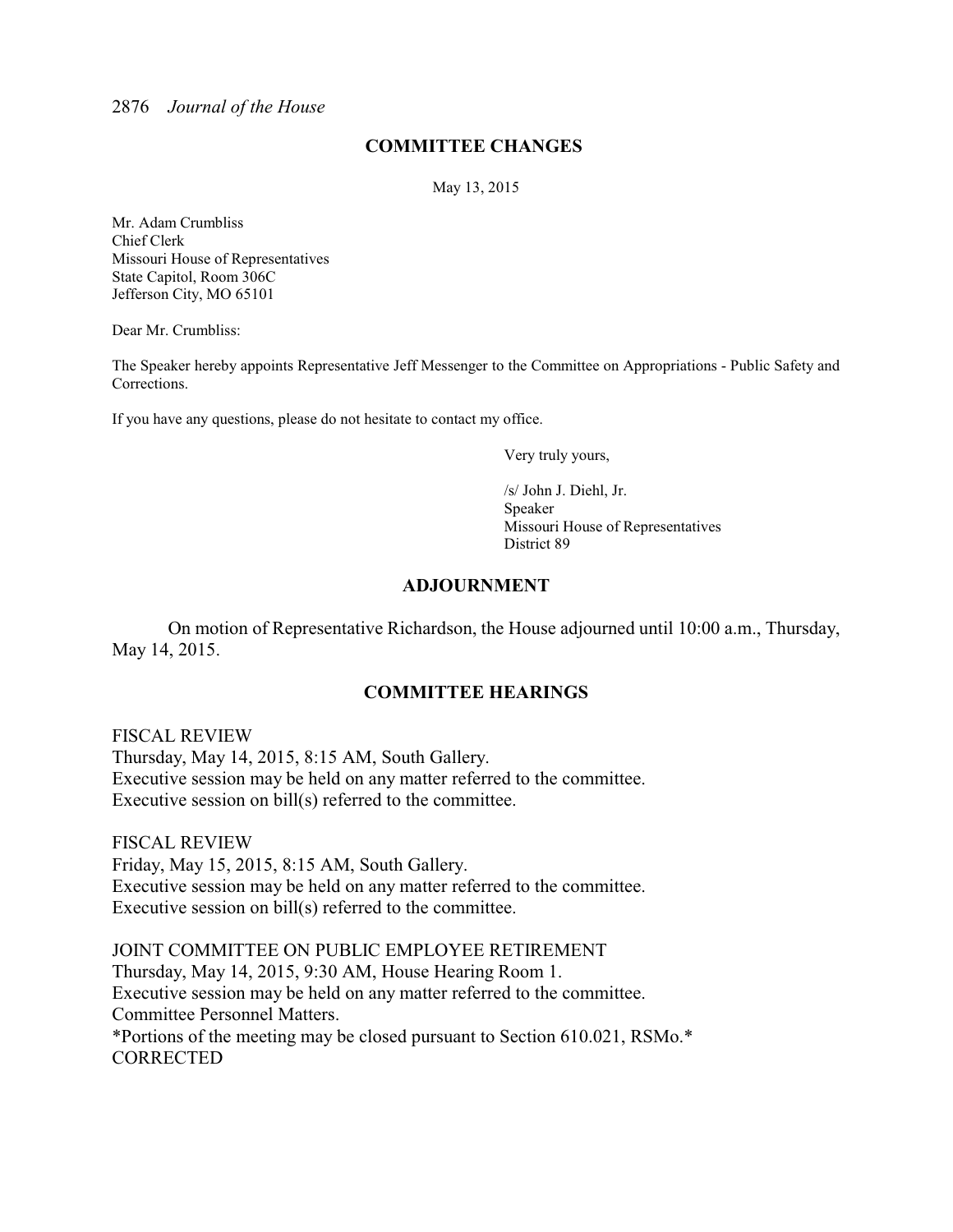## COMMITTEE CHANGES

May 13, 2015

Mr. Adam Crumbliss
Chief Clerk
Missouri House of Representatives
State Capitol, Room 306C
Jefferson City, MO 65101

Dear Mr. Crumbliss:

The Speaker hereby appoints Representative Jeff Messenger to the Committee on Appropriations - Public Safety and Corrections.

If you have any questions, please do not hesitate to contact my office.

Very truly yours,

/s/ John J. Diehl, Jr.
Speaker
Missouri House of Representatives
District 89

## ADJOURNMENT

On motion of Representative Richardson, the House adjourned until 10:00 a.m., Thursday, May 14, 2015.

## COMMITTEE HEARINGS

FISCAL REVIEW
Thursday, May 14, 2015, 8:15 AM, South Gallery.
Executive session may be held on any matter referred to the committee.
Executive session on bill(s) referred to the committee.

FISCAL REVIEW
Friday, May 15, 2015, 8:15 AM, South Gallery.
Executive session may be held on any matter referred to the committee.
Executive session on bill(s) referred to the committee.

JOINT COMMITTEE ON PUBLIC EMPLOYEE RETIREMENT
Thursday, May 14, 2015, 9:30 AM, House Hearing Room 1.
Executive session may be held on any matter referred to the committee.
Committee Personnel Matters.
*Portions of the meeting may be closed pursuant to Section 610.021, RSMo.*
CORRECTED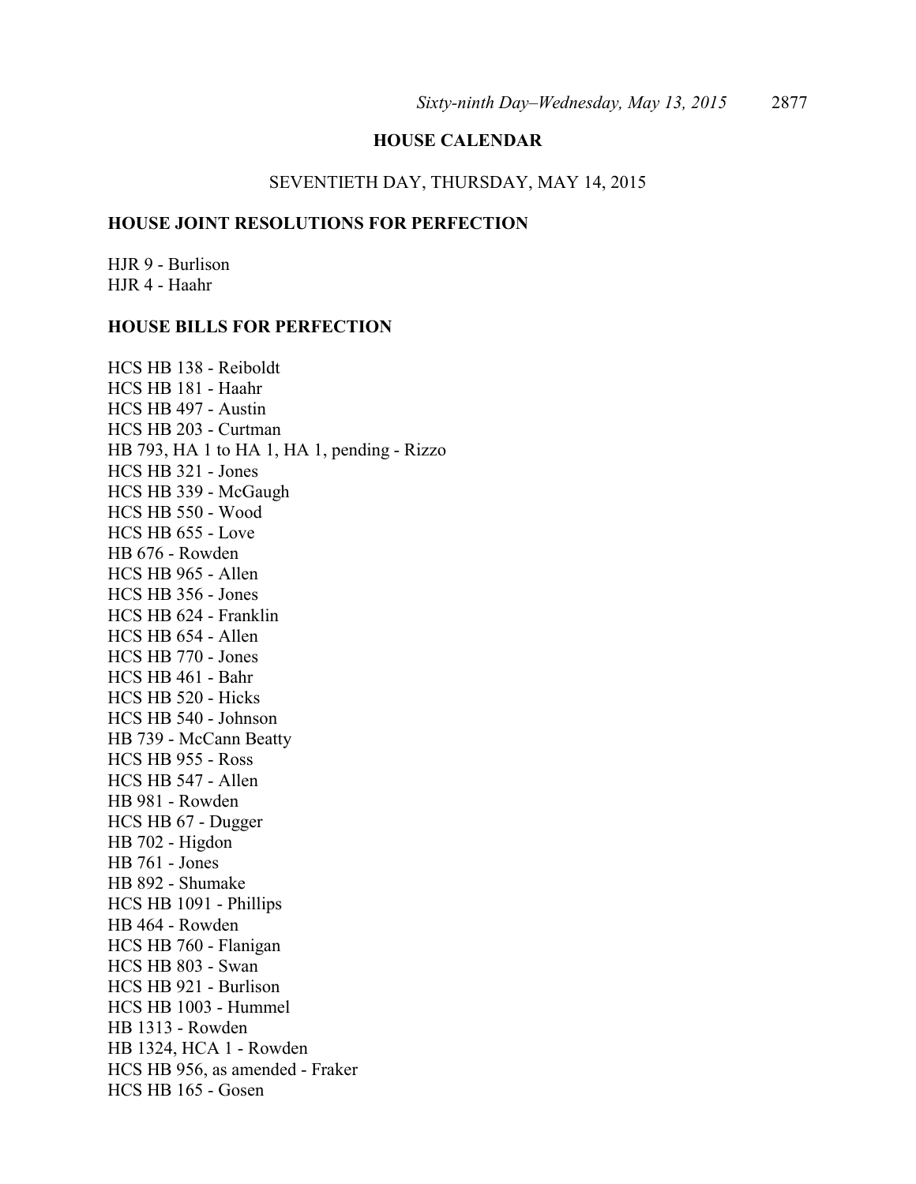## HOUSE CALENDAR

SEVENTIETH DAY, THURSDAY, MAY 14, 2015

### HOUSE JOINT RESOLUTIONS FOR PERFECTION

HJR 9 - Burlison
HJR 4 - Haahr

### HOUSE BILLS FOR PERFECTION

HCS HB 138 - Reiboldt
HCS HB 181 - Haahr
HCS HB 497 - Austin
HCS HB 203 - Curtman
HB 793, HA 1 to HA 1, HA 1, pending - Rizzo
HCS HB 321 - Jones
HCS HB 339 - McGaugh
HCS HB 550 - Wood
HCS HB 655 - Love
HB 676 - Rowden
HCS HB 965 - Allen
HCS HB 356 - Jones
HCS HB 624 - Franklin
HCS HB 654 - Allen
HCS HB 770 - Jones
HCS HB 461 - Bahr
HCS HB 520 - Hicks
HCS HB 540 - Johnson
HB 739 - McCann Beatty
HCS HB 955 - Ross
HCS HB 547 - Allen
HB 981 - Rowden
HCS HB 67 - Dugger
HB 702 - Higdon
HB 761 - Jones
HB 892 - Shumake
HCS HB 1091 - Phillips
HB 464 - Rowden
HCS HB 760 - Flanigan
HCS HB 803 - Swan
HCS HB 921 - Burlison
HCS HB 1003 - Hummel
HB 1313 - Rowden
HB 1324, HCA 1 - Rowden
HCS HB 956, as amended - Fraker
HCS HB 165 - Gosen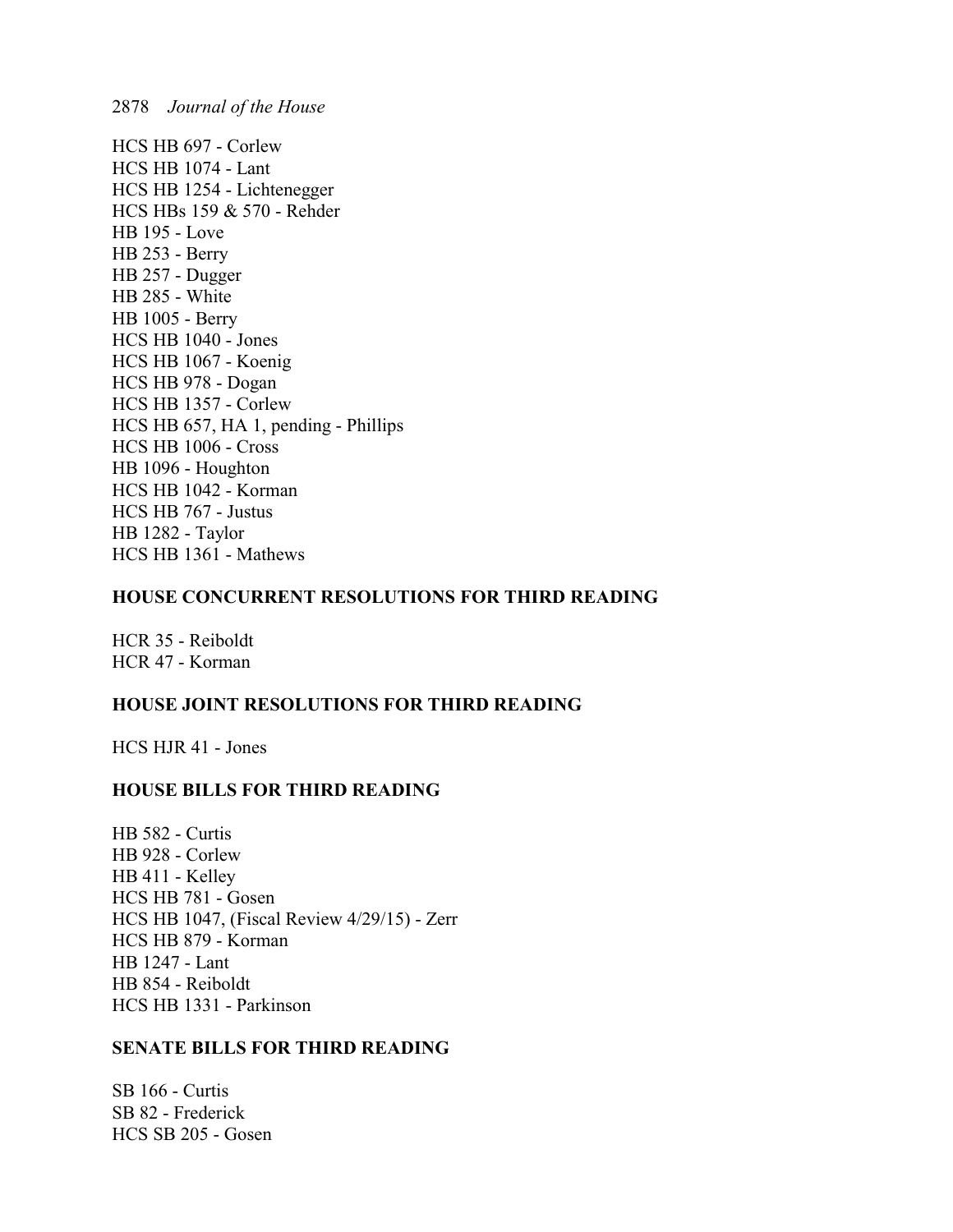HCS HB 697 - Corlew
HCS HB 1074 - Lant
HCS HB 1254 - Lichtenegger
HCS HBs 159 & 570 - Rehder
HB 195 - Love
HB 253 - Berry
HB 257 - Dugger
HB 285 - White
HB 1005 - Berry
HCS HB 1040 - Jones
HCS HB 1067 - Koenig
HCS HB 978 - Dogan
HCS HB 1357 - Corlew
HCS HB 657, HA 1, pending - Phillips
HCS HB 1006 - Cross
HB 1096 - Houghton
HCS HB 1042 - Korman
HCS HB 767 - Justus
HB 1282 - Taylor
HCS HB 1361 - Mathews

**HOUSE CONCURRENT RESOLUTIONS FOR THIRD READING**

HCR 35 - Reiboldt
HCR 47 - Korman

**HOUSE JOINT RESOLUTIONS FOR THIRD READING**

HCS HJR 41 - Jones

**HOUSE BILLS FOR THIRD READING**

HB 582 - Curtis
HB 928 - Corlew
HB 411 - Kelley
HCS HB 781 - Gosen
HCS HB 1047, (Fiscal Review 4/29/15) - Zerr
HCS HB 879 - Korman
HB 1247 - Lant
HB 854 - Reiboldt
HCS HB 1331 - Parkinson

**SENATE BILLS FOR THIRD READING**

SB 166 - Curtis
SB 82 - Frederick
HCS SB 205 - Gosen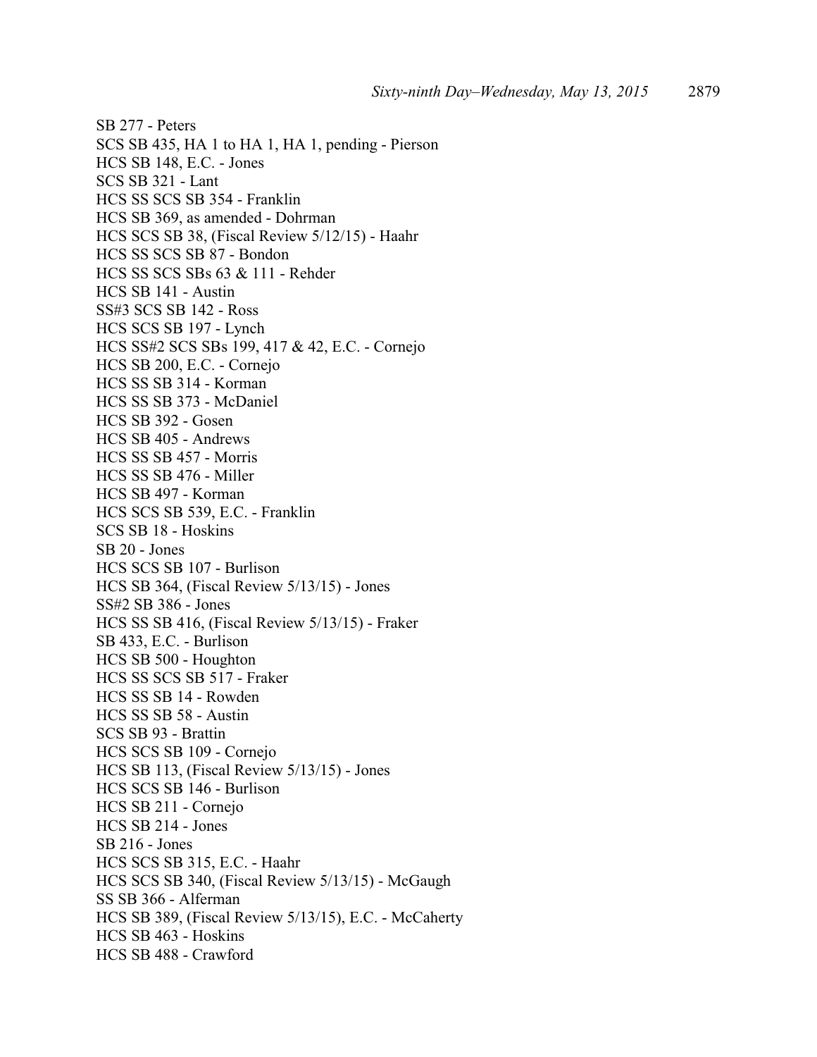SB 277 - Peters
SCS SB 435, HA 1 to HA 1, HA 1, pending - Pierson
HCS SB 148, E.C. - Jones
SCS SB 321 - Lant
HCS SS SCS SB 354 - Franklin
HCS SB 369, as amended - Dohrman
HCS SCS SB 38, (Fiscal Review 5/12/15) - Haahr
HCS SS SCS SB 87 - Bondon
HCS SS SCS SBs 63 & 111 - Rehder
HCS SB 141 - Austin
SS#3 SCS SB 142 - Ross
HCS SCS SB 197 - Lynch
HCS SS#2 SCS SBs 199, 417 & 42, E.C. - Cornejo
HCS SB 200, E.C. - Cornejo
HCS SS SB 314 - Korman
HCS SS SB 373 - McDaniel
HCS SB 392 - Gosen
HCS SB 405 - Andrews
HCS SS SB 457 - Morris
HCS SS SB 476 - Miller
HCS SB 497 - Korman
HCS SCS SB 539, E.C. - Franklin
SCS SB 18 - Hoskins
SB 20 - Jones
HCS SCS SB 107 - Burlison
HCS SB 364, (Fiscal Review 5/13/15) - Jones
SS#2 SB 386 - Jones
HCS SS SB 416, (Fiscal Review 5/13/15) - Fraker
SB 433, E.C. - Burlison
HCS SB 500 - Houghton
HCS SS SCS SB 517 - Fraker
HCS SS SB 14 - Rowden
HCS SS SB 58 - Austin
SCS SB 93 - Brattin
HCS SCS SB 109 - Cornejo
HCS SB 113, (Fiscal Review 5/13/15) - Jones
HCS SCS SB 146 - Burlison
HCS SB 211 - Cornejo
HCS SB 214 - Jones
SB 216 - Jones
HCS SCS SB 315, E.C. - Haahr
HCS SCS SB 340, (Fiscal Review 5/13/15) - McGaugh
SS SB 366 - Alferman
HCS SB 389, (Fiscal Review 5/13/15), E.C. - McCaherty
HCS SB 463 - Hoskins
HCS SB 488 - Crawford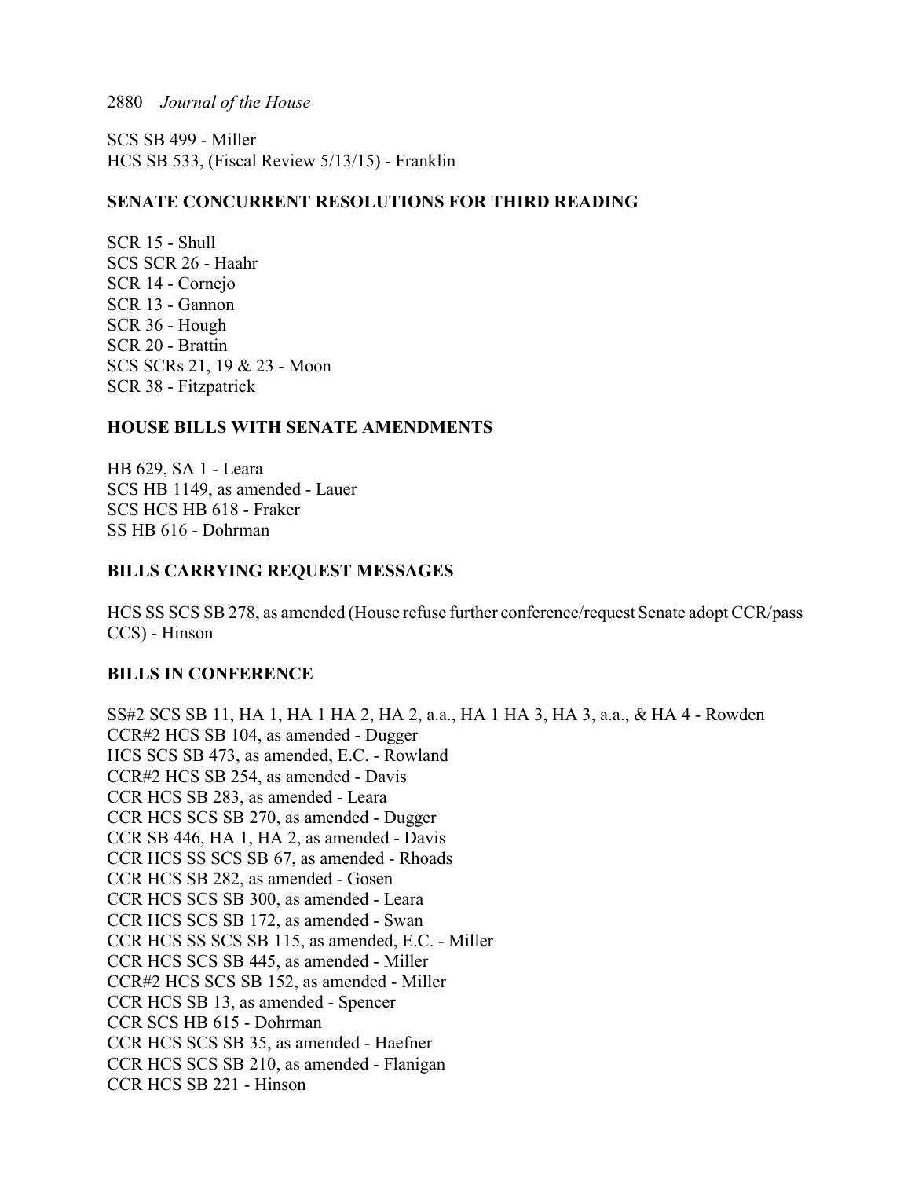SCS SB 499 - Miller
HCS SB 533, (Fiscal Review 5/13/15) - Franklin

**SENATE CONCURRENT RESOLUTIONS FOR THIRD READING**

SCR 15 - Shull
SCS SCR 26 - Haahr
SCR 14 - Cornejo
SCR 13 - Gannon
SCR 36 - Hough
SCR 20 - Brattin
SCS SCRs 21, 19 & 23 - Moon
SCR 38 - Fitzpatrick

**HOUSE BILLS WITH SENATE AMENDMENTS**

HB 629, SA 1 - Leara
SCS HB 1149, as amended - Lauer
SCS HCS HB 618 - Fraker
SS HB 616 - Dohrman

**BILLS CARRYING REQUEST MESSAGES**

HCS SS SCS SB 278, as amended (House refuse further conference/request Senate adopt CCR/pass CCS) - Hinson

**BILLS IN CONFERENCE**

SS#2 SCS SB 11, HA 1, HA 1 HA 2, HA 2, a.a., HA 1 HA 3, HA 3, a.a., & HA 4 - Rowden
CCR#2 HCS SB 104, as amended - Dugger
HCS SCS SB 473, as amended, E.C. - Rowland
CCR#2 HCS SB 254, as amended - Davis
CCR HCS SB 283, as amended - Leara
CCR HCS SCS SB 270, as amended - Dugger
CCR SB 446, HA 1, HA 2, as amended - Davis
CCR HCS SS SCS SB 67, as amended - Rhoads
CCR HCS SB 282, as amended - Gosen
CCR HCS SCS SB 300, as amended - Leara
CCR HCS SCS SB 172, as amended - Swan
CCR HCS SS SCS SB 115, as amended, E.C. - Miller
CCR HCS SCS SB 445, as amended - Miller
CCR#2 HCS SCS SB 152, as amended - Miller
CCR HCS SB 13, as amended - Spencer
CCR SCS HB 615 - Dohrman
CCR HCS SCS SB 35, as amended - Haefner
CCR HCS SCS SB 210, as amended - Flanigan
CCR HCS SB 221 - Hinson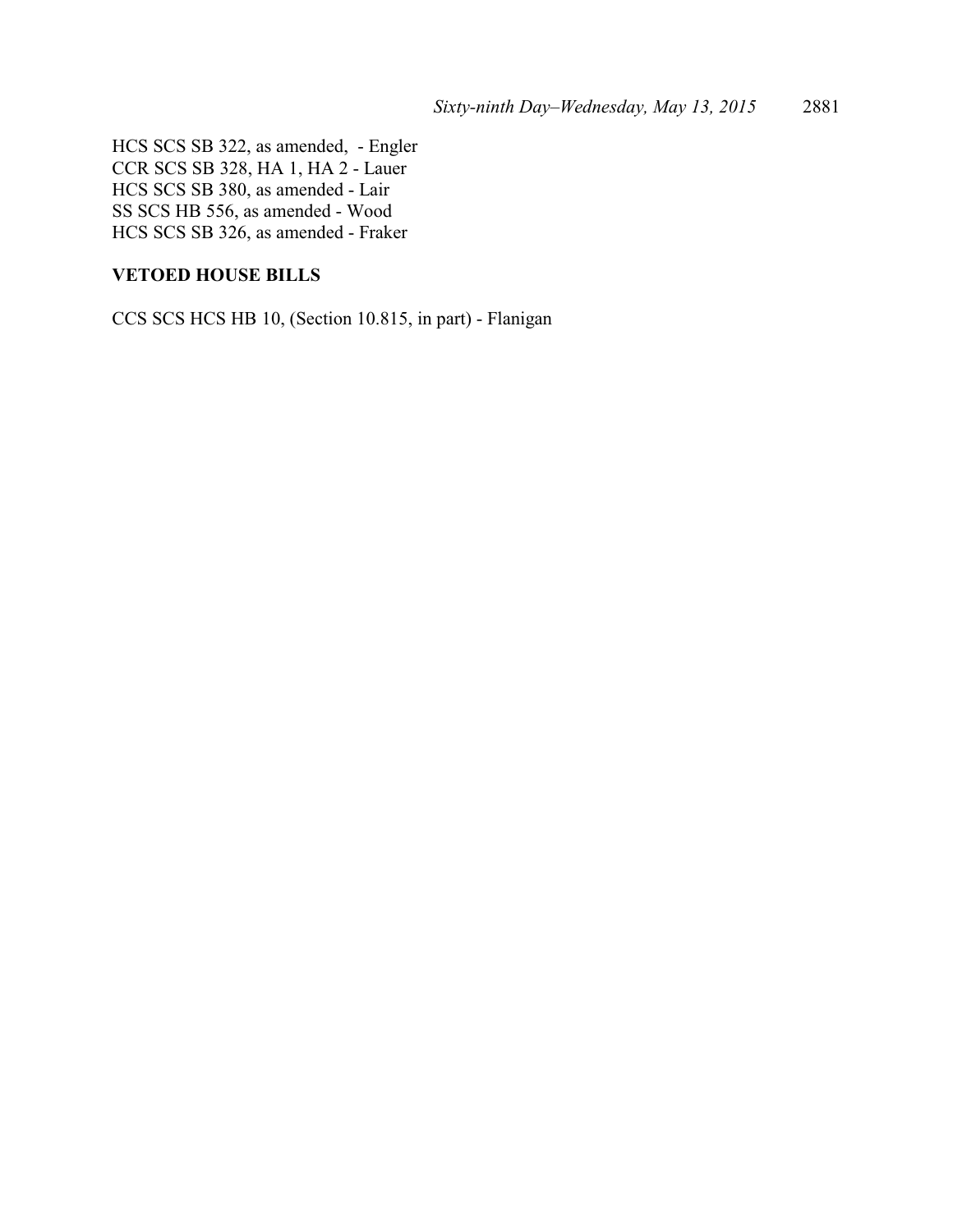HCS SCS SB 322, as amended,  - Engler
CCR SCS SB 328, HA 1, HA 2 - Lauer
HCS SCS SB 380, as amended - Lair
SS SCS HB 556, as amended - Wood
HCS SCS SB 326, as amended - Fraker

**VETOED HOUSE BILLS**

CCS SCS HCS HB 10, (Section 10.815, in part) - Flanigan